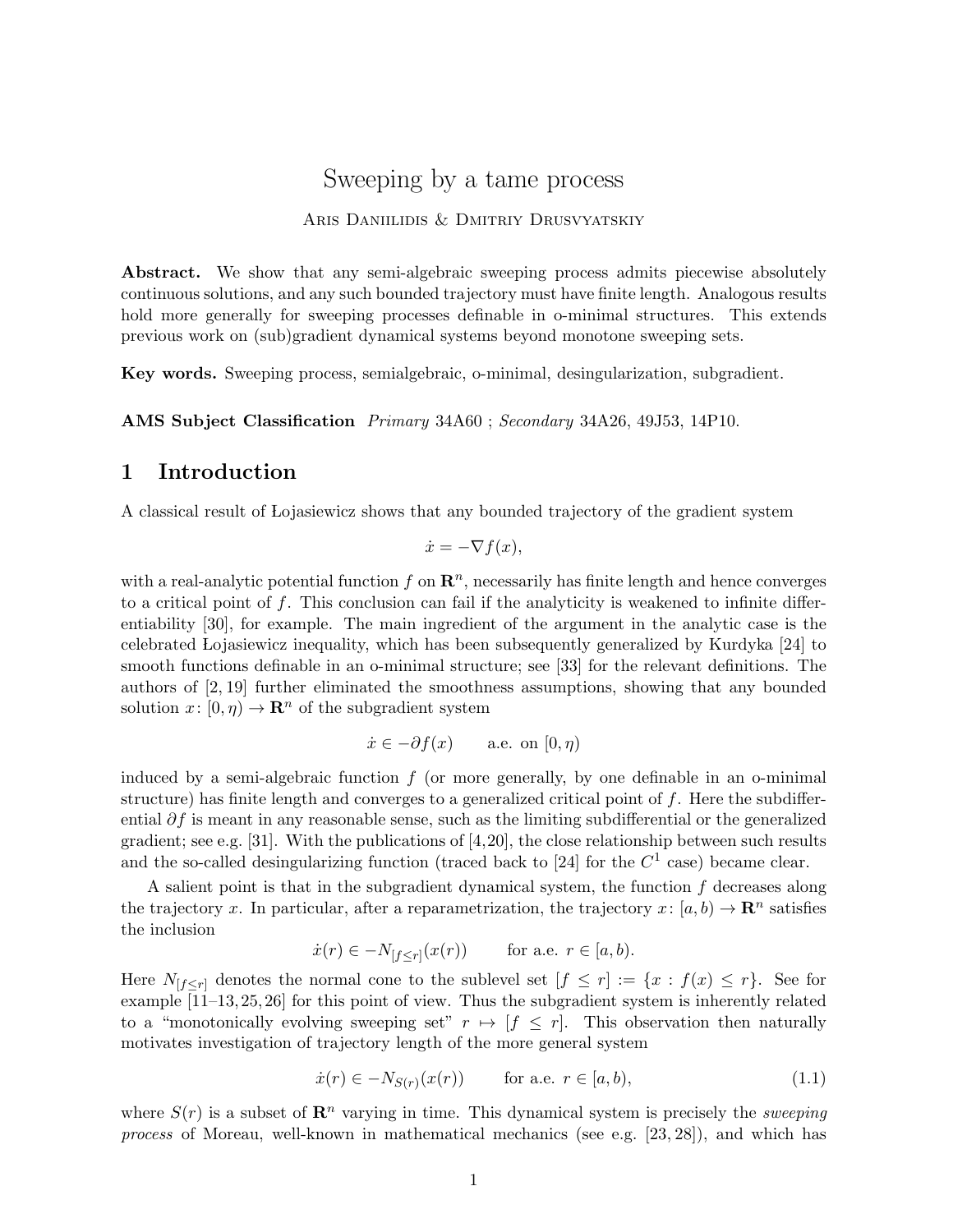# Sweeping by a tame process

Aris Daniilidis & Dmitriy Drusvyatskiy

**Abstract.** We show that any semi-algebraic sweeping process admits piecewise absolutely continuous solutions, and any such bounded trajectory must have finite length. Analogous results hold more generally for sweeping processes definable in o-minimal structures. This extends previous work on (sub)gradient dynamical systems beyond monotone sweeping sets.

**Key words.** Sweeping process, semialgebraic, o-minimal, desingularization, subgradient.

**AMS Subject Classification** *Primary* 34A60 ; *Secondary* 34A26, 49J53, 14P10.

## 1 Introduction

A classical result of Łojasiewicz shows that any bounded trajectory of the gradient system

$$\dot{x} = -\nabla f(x),$$

with a real-analytic potential function $f$ on $\mathbf{R}^n$, necessarily has finite length and hence converges to a critical point of $f$. This conclusion can fail if the analyticity is weakened to infinite differentiability [30], for example. The main ingredient of the argument in the analytic case is the celebrated Łojasiewicz inequality, which has been subsequently generalized by Kurdyka [24] to smooth functions definable in an o-minimal structure; see [33] for the relevant definitions. The authors of [2, 19] further eliminated the smoothness assumptions, showing that any bounded solution $x\colon [0, \eta) \to \mathbf{R}^n$ of the subgradient system

$$\dot{x} \in -\partial f(x) \qquad \text{a.e. on } [0, \eta)$$

induced by a semi-algebraic function $f$ (or more generally, by one definable in an o-minimal structure) has finite length and converges to a generalized critical point of $f$. Here the subdifferential $\partial f$ is meant in any reasonable sense, such as the limiting subdifferential or the generalized gradient; see e.g. [31]. With the publications of [4, 20], the close relationship between such results and the so-called desingularizing function (traced back to [24] for the $C^1$ case) became clear.

A salient point is that in the subgradient dynamical system, the function $f$ decreases along the trajectory $x$. In particular, after a reparametrization, the trajectory $x\colon [a, b) \to \mathbf{R}^n$ satisfies the inclusion

$$\dot{x}(r) \in -N_{[f \leq r]}(x(r)) \qquad \text{for a.e. } r \in [a, b).$$

Here $N_{[f \leq r]}$ denotes the normal cone to the sublevel set $[f \leq r] := \{x : f(x) \leq r\}$. See for example [11–13, 25, 26] for this point of view. Thus the subgradient system is inherently related to a "monotonically evolving sweeping set" $r \mapsto [f \leq r]$. This observation then naturally motivates investigation of trajectory length of the more general system

$$\dot{x}(r) \in -N_{S(r)}(x(r)) \qquad \text{for a.e. } r \in [a, b), \tag{1.1}$$

where $S(r)$ is a subset of $\mathbf{R}^n$ varying in time. This dynamical system is precisely the *sweeping process* of Moreau, well-known in mathematical mechanics (see e.g. [23, 28]), and which has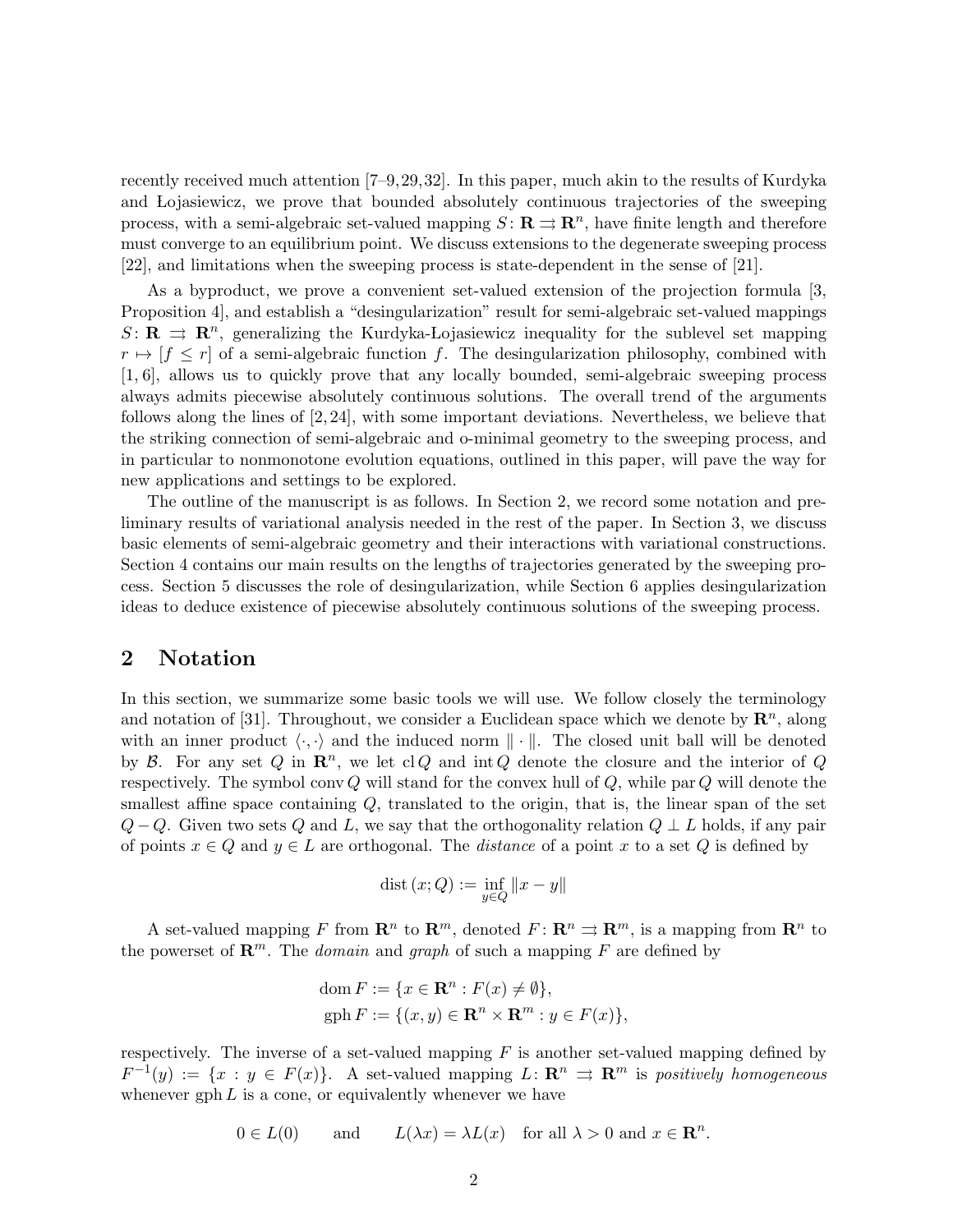recently received much attention [7–9, 29, 32]. In this paper, much akin to the results of Kurdyka and Łojasiewicz, we prove that bounded absolutely continuous trajectories of the sweeping process, with a semi-algebraic set-valued mapping $S\colon \mathbf{R} \rightrightarrows \mathbf{R}^n$, have finite length and therefore must converge to an equilibrium point. We discuss extensions to the degenerate sweeping process [22], and limitations when the sweeping process is state-dependent in the sense of [21].

As a byproduct, we prove a convenient set-valued extension of the projection formula [3, Proposition 4], and establish a "desingularization" result for semi-algebraic set-valued mappings $S\colon \mathbf{R} \rightrightarrows \mathbf{R}^n$, generalizing the Kurdyka-Łojasiewicz inequality for the sublevel set mapping $r \mapsto [f \leq r]$ of a semi-algebraic function $f$. The desingularization philosophy, combined with [1, 6], allows us to quickly prove that any locally bounded, semi-algebraic sweeping process always admits piecewise absolutely continuous solutions. The overall trend of the arguments follows along the lines of [2, 24], with some important deviations. Nevertheless, we believe that the striking connection of semi-algebraic and o-minimal geometry to the sweeping process, and in particular to nonmonotone evolution equations, outlined in this paper, will pave the way for new applications and settings to be explored.

The outline of the manuscript is as follows. In Section 2, we record some notation and preliminary results of variational analysis needed in the rest of the paper. In Section 3, we discuss basic elements of semi-algebraic geometry and their interactions with variational constructions. Section 4 contains our main results on the lengths of trajectories generated by the sweeping process. Section 5 discusses the role of desingularization, while Section 6 applies desingularization ideas to deduce existence of piecewise absolutely continuous solutions of the sweeping process.

## 2 Notation

In this section, we summarize some basic tools we will use. We follow closely the terminology and notation of [31]. Throughout, we consider a Euclidean space which we denote by $\mathbf{R}^n$, along with an inner product $\langle \cdot, \cdot \rangle$ and the induced norm $\| \cdot \|$. The closed unit ball will be denoted by $\mathcal{B}$. For any set $Q$ in $\mathbf{R}^n$, we let $\operatorname{cl} Q$ and $\operatorname{int} Q$ denote the closure and the interior of $Q$ respectively. The symbol $\operatorname{conv} Q$ will stand for the convex hull of $Q$, while $\operatorname{par} Q$ will denote the smallest affine space containing $Q$, translated to the origin, that is, the linear span of the set $Q - Q$. Given two sets $Q$ and $L$, we say that the orthogonality relation $Q \perp L$ holds, if any pair of points $x \in Q$ and $y \in L$ are orthogonal. The *distance* of a point $x$ to a set $Q$ is defined by

$$\operatorname{dist}(x; Q) := \inf_{y \in Q} \|x - y\|$$

A set-valued mapping $F$ from $\mathbf{R}^n$ to $\mathbf{R}^m$, denoted $F\colon \mathbf{R}^n \rightrightarrows \mathbf{R}^m$, is a mapping from $\mathbf{R}^n$ to the powerset of $\mathbf{R}^m$. The *domain* and *graph* of such a mapping $F$ are defined by

$$\operatorname{dom} F := \{x \in \mathbf{R}^n : F(x) \neq \emptyset\},$$
$$\operatorname{gph} F := \{(x, y) \in \mathbf{R}^n \times \mathbf{R}^m : y \in F(x)\},$$

respectively. The inverse of a set-valued mapping $F$ is another set-valued mapping defined by $F^{-1}(y) := \{x : y \in F(x)\}$. A set-valued mapping $L\colon \mathbf{R}^n \rightrightarrows \mathbf{R}^m$ is *positively homogeneous* whenever $\operatorname{gph} L$ is a cone, or equivalently whenever we have

$$0 \in L(0) \qquad \text{and} \qquad L(\lambda x) = \lambda L(x) \quad \text{for all } \lambda > 0 \text{ and } x \in \mathbf{R}^n.$$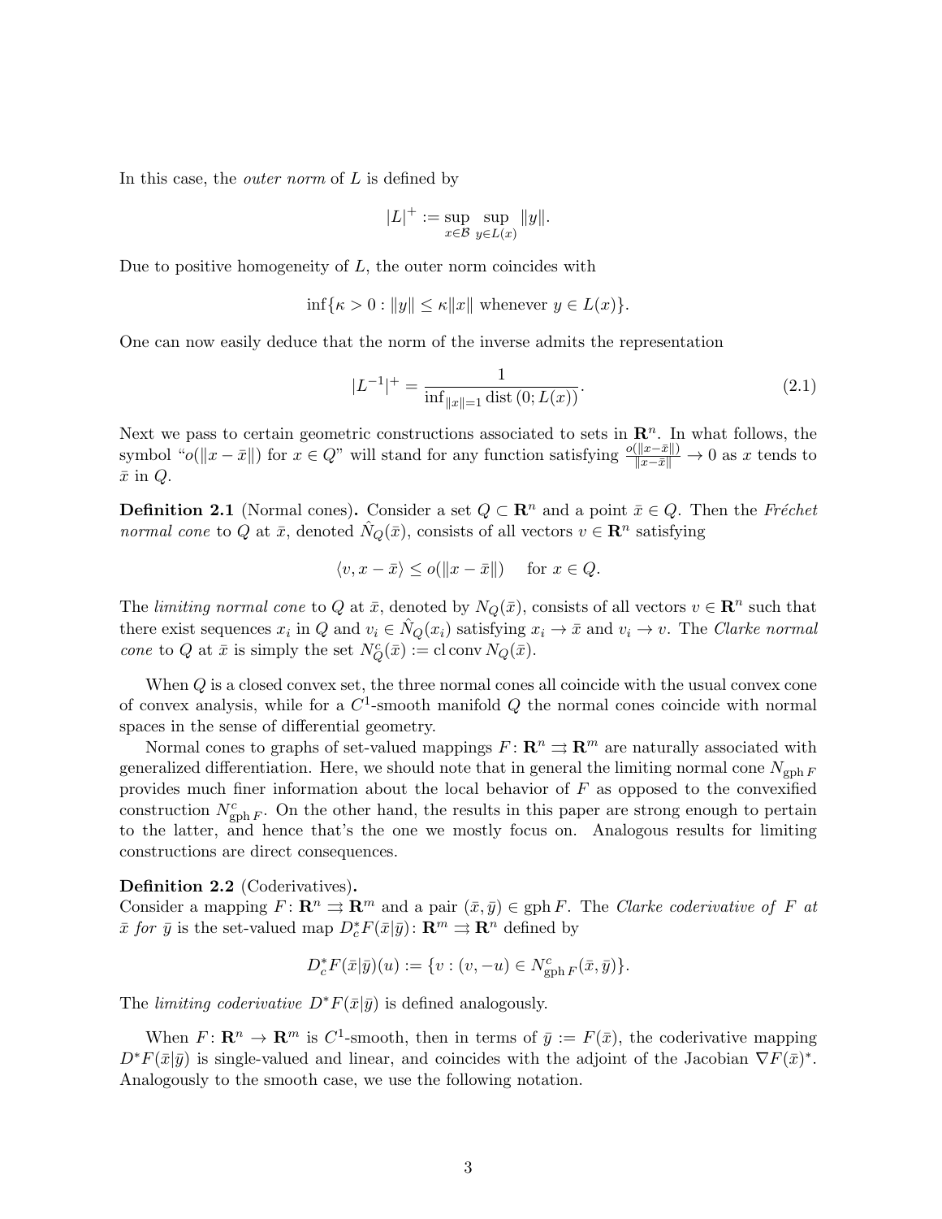In this case, the *outer norm* of $L$ is defined by

$$|L|^+ := \sup_{x \in \mathcal{B}} \sup_{y \in L(x)} \|y\|.$$

Due to positive homogeneity of $L$, the outer norm coincides with

$$\inf\{\kappa > 0 : \|y\| \leq \kappa \|x\| \text{ whenever } y \in L(x)\}.$$

One can now easily deduce that the norm of the inverse admits the representation

$$|L^{-1}|^+ = \frac{1}{\inf_{\|x\|=1} \operatorname{dist}(0; L(x))}. \tag{2.1}$$

Next we pass to certain geometric constructions associated to sets in $\mathbf{R}^n$. In what follows, the symbol "$o(\|x - \bar{x}\|)$ for $x \in Q$" will stand for any function satisfying $\frac{o(\|x-\bar{x}\|)}{\|x-\bar{x}\|} \to 0$ as $x$ tends to $\bar{x}$ in $Q$.

**Definition 2.1** (Normal cones)**.** Consider a set $Q \subset \mathbf{R}^n$ and a point $\bar{x} \in Q$. Then the *Fréchet normal cone* to $Q$ at $\bar{x}$, denoted $\hat{N}_Q(\bar{x})$, consists of all vectors $v \in \mathbf{R}^n$ satisfying

$$\langle v, x - \bar{x} \rangle \leq o(\|x - \bar{x}\|) \quad \text{ for } x \in Q.$$

The *limiting normal cone* to $Q$ at $\bar{x}$, denoted by $N_Q(\bar{x})$, consists of all vectors $v \in \mathbf{R}^n$ such that there exist sequences $x_i$ in $Q$ and $v_i \in \hat{N}_Q(x_i)$ satisfying $x_i \to \bar{x}$ and $v_i \to v$. The *Clarke normal cone* to $Q$ at $\bar{x}$ is simply the set $N^c_Q(\bar{x}) := \operatorname{cl}\operatorname{conv} N_Q(\bar{x})$.

When $Q$ is a closed convex set, the three normal cones all coincide with the usual convex cone of convex analysis, while for a $C^1$-smooth manifold $Q$ the normal cones coincide with normal spaces in the sense of differential geometry.

Normal cones to graphs of set-valued mappings $F: \mathbf{R}^n \rightrightarrows \mathbf{R}^m$ are naturally associated with generalized differentiation. Here, we should note that in general the limiting normal cone $N_{\operatorname{gph} F}$ provides much finer information about the local behavior of $F$ as opposed to the convexified construction $N^c_{\operatorname{gph} F}$. On the other hand, the results in this paper are strong enough to pertain to the latter, and hence that's the one we mostly focus on. Analogous results for limiting constructions are direct consequences.

**Definition 2.2** (Coderivatives)**.**
Consider a mapping $F: \mathbf{R}^n \rightrightarrows \mathbf{R}^m$ and a pair $(\bar{x}, \bar{y}) \in \operatorname{gph} F$. The *Clarke coderivative of $F$ at $\bar{x}$ for $\bar{y}$* is the set-valued map $D^*_c F(\bar{x}|\bar{y}): \mathbf{R}^m \rightrightarrows \mathbf{R}^n$ defined by

$$D^*_c F(\bar{x}|\bar{y})(u) := \{v : (v, -u) \in N^c_{\operatorname{gph} F}(\bar{x}, \bar{y})\}.$$

The *limiting coderivative* $D^*F(\bar{x}|\bar{y})$ is defined analogously.

When $F: \mathbf{R}^n \to \mathbf{R}^m$ is $C^1$-smooth, then in terms of $\bar{y} := F(\bar{x})$, the coderivative mapping $D^*F(\bar{x}|\bar{y})$ is single-valued and linear, and coincides with the adjoint of the Jacobian $\nabla F(\bar{x})^*$. Analogously to the smooth case, we use the following notation.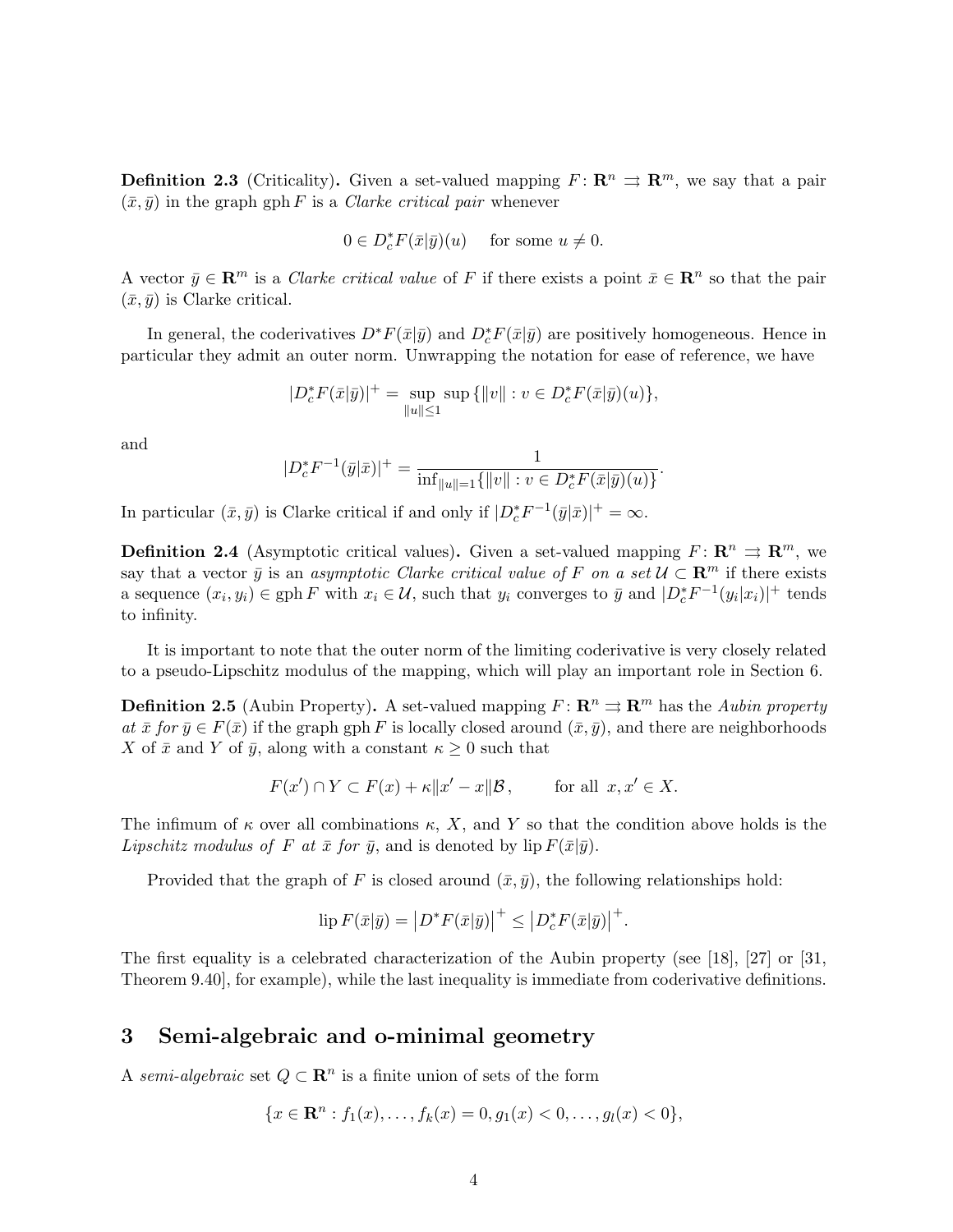**Definition 2.3** (Criticality)**.** Given a set-valued mapping $F\colon \mathbf{R}^n \rightrightarrows \mathbf{R}^m$, we say that a pair $(\bar{x}, \bar{y})$ in the graph $\operatorname{gph} F$ is a *Clarke critical pair* whenever

$$0 \in D^*_c F(\bar{x}|\bar{y})(u) \quad \text{ for some } u \neq 0.$$

A vector $\bar{y} \in \mathbf{R}^m$ is a *Clarke critical value* of $F$ if there exists a point $\bar{x} \in \mathbf{R}^n$ so that the pair $(\bar{x}, \bar{y})$ is Clarke critical.

In general, the coderivatives $D^* F(\bar{x}|\bar{y})$ and $D^*_c F(\bar{x}|\bar{y})$ are positively homogeneous. Hence in particular they admit an outer norm. Unwrapping the notation for ease of reference, we have

$$|D^*_c F(\bar{x}|\bar{y})|^+ = \sup_{\|u\| \leq 1} \sup \{\|v\| : v \in D^*_c F(\bar{x}|\bar{y})(u)\},$$

and

$$|D^*_c F^{-1}(\bar{y}|\bar{x})|^+ = \frac{1}{\inf_{\|u\|=1} \{\|v\| : v \in D^*_c F(\bar{x}|\bar{y})(u)\}}.$$

In particular $(\bar{x}, \bar{y})$ is Clarke critical if and only if $|D^*_c F^{-1}(\bar{y}|\bar{x})|^+ = \infty$.

**Definition 2.4** (Asymptotic critical values)**.** Given a set-valued mapping $F\colon \mathbf{R}^n \rightrightarrows \mathbf{R}^m$, we say that a vector $\bar{y}$ is an *asymptotic Clarke critical value of* $F$ *on a set* $\mathcal{U} \subset \mathbf{R}^m$ if there exists a sequence $(x_i, y_i) \in \operatorname{gph} F$ with $x_i \in \mathcal{U}$, such that $y_i$ converges to $\bar{y}$ and $|D^*_c F^{-1}(y_i|x_i)|^+$ tends to infinity.

It is important to note that the outer norm of the limiting coderivative is very closely related to a pseudo-Lipschitz modulus of the mapping, which will play an important role in Section 6.

**Definition 2.5** (Aubin Property)**.** A set-valued mapping $F\colon \mathbf{R}^n \rightrightarrows \mathbf{R}^m$ has the *Aubin property at* $\bar{x}$ *for* $\bar{y} \in F(\bar{x})$ if the graph $\operatorname{gph} F$ is locally closed around $(\bar{x}, \bar{y})$, and there are neighborhoods $X$ of $\bar{x}$ and $Y$ of $\bar{y}$, along with a constant $\kappa \geq 0$ such that

$$F(x') \cap Y \subset F(x) + \kappa \|x' - x\| \mathcal{B}, \qquad \text{for all } \; x, x' \in X.$$

The infimum of $\kappa$ over all combinations $\kappa$, $X$, and $Y$ so that the condition above holds is the *Lipschitz modulus of* $F$ *at* $\bar{x}$ *for* $\bar{y}$, and is denoted by $\operatorname{lip} F(\bar{x}|\bar{y})$.

Provided that the graph of $F$ is closed around $(\bar{x}, \bar{y})$, the following relationships hold:

$$\operatorname{lip} F(\bar{x}|\bar{y}) = \left|D^* F(\bar{x}|\bar{y})\right|^+ \leq \left|D^*_c F(\bar{x}|\bar{y})\right|^+.$$

The first equality is a celebrated characterization of the Aubin property (see [18], [27] or [31, Theorem 9.40], for example), while the last inequality is immediate from coderivative definitions.

# 3 Semi-algebraic and o-minimal geometry

A *semi-algebraic* set $Q \subset \mathbf{R}^n$ is a finite union of sets of the form

$$\{x \in \mathbf{R}^n : f_1(x), \ldots, f_k(x) = 0, g_1(x) < 0, \ldots, g_l(x) < 0\},$$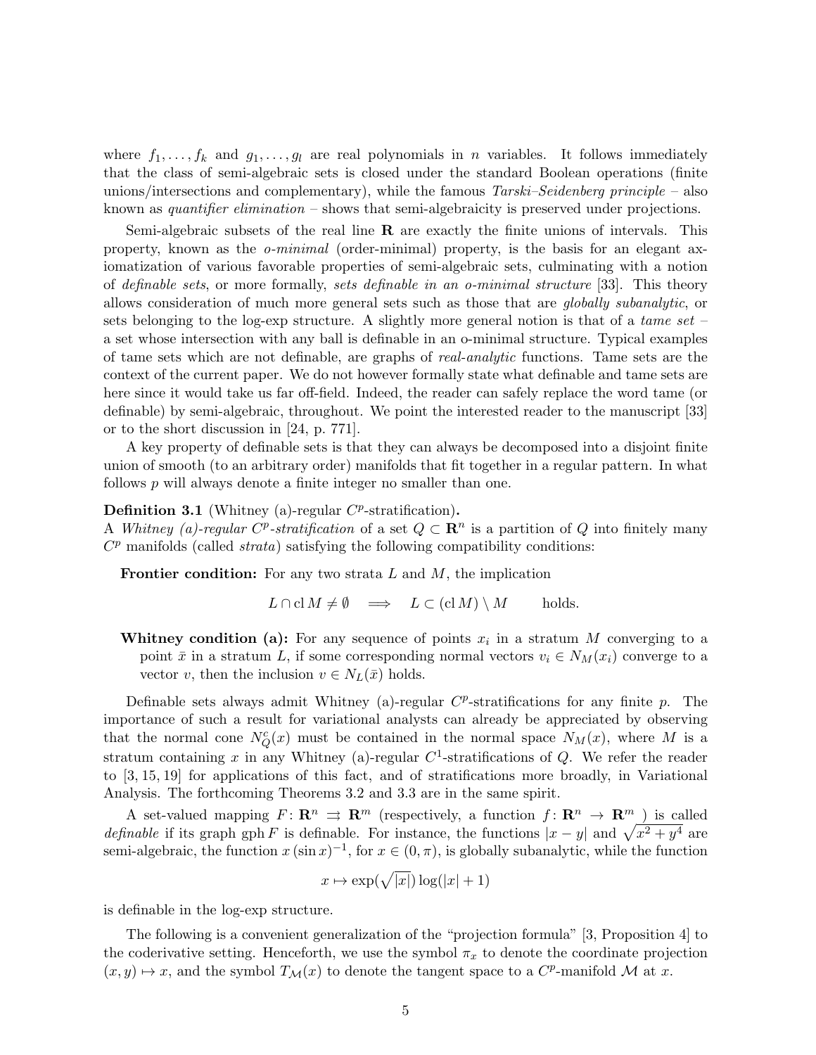where $f_1, \ldots, f_k$ and $g_1, \ldots, g_l$ are real polynomials in $n$ variables. It follows immediately that the class of semi-algebraic sets is closed under the standard Boolean operations (finite unions/intersections and complementary), while the famous *Tarski–Seidenberg principle* – also known as *quantifier elimination* – shows that semi-algebraicity is preserved under projections.

Semi-algebraic subsets of the real line $\mathbf{R}$ are exactly the finite unions of intervals. This property, known as the *o-minimal* (order-minimal) property, is the basis for an elegant axiomatization of various favorable properties of semi-algebraic sets, culminating with a notion of *definable sets*, or more formally, *sets definable in an o-minimal structure* [33]. This theory allows consideration of much more general sets such as those that are *globally subanalytic*, or sets belonging to the log-exp structure. A slightly more general notion is that of a *tame set* – a set whose intersection with any ball is definable in an o-minimal structure. Typical examples of tame sets which are not definable, are graphs of *real-analytic* functions. Tame sets are the context of the current paper. We do not however formally state what definable and tame sets are here since it would take us far off-field. Indeed, the reader can safely replace the word tame (or definable) by semi-algebraic, throughout. We point the interested reader to the manuscript [33] or to the short discussion in [24, p. 771].

A key property of definable sets is that they can always be decomposed into a disjoint finite union of smooth (to an arbitrary order) manifolds that fit together in a regular pattern. In what follows $p$ will always denote a finite integer no smaller than one.

**Definition 3.1** (Whitney (a)-regular $C^p$-stratification)**.**
A *Whitney (a)-regular $C^p$-stratification* of a set $Q \subset \mathbf{R}^n$ is a partition of $Q$ into finitely many $C^p$ manifolds (called *strata*) satisfying the following compatibility conditions:

**Frontier condition:** For any two strata $L$ and $M$, the implication

$$L \cap \operatorname{cl} M \neq \emptyset \quad \Longrightarrow \quad L \subset (\operatorname{cl} M) \setminus M \qquad \text{holds.}$$

**Whitney condition (a):** For any sequence of points $x_i$ in a stratum $M$ converging to a point $\bar{x}$ in a stratum $L$, if some corresponding normal vectors $v_i \in N_M(x_i)$ converge to a vector $v$, then the inclusion $v \in N_L(\bar{x})$ holds.

Definable sets always admit Whitney (a)-regular $C^p$-stratifications for any finite $p$. The importance of such a result for variational analysts can already be appreciated by observing that the normal cone $N^c_Q(x)$ must be contained in the normal space $N_M(x)$, where $M$ is a stratum containing $x$ in any Whitney (a)-regular $C^1$-stratifications of $Q$. We refer the reader to [3, 15, 19] for applications of this fact, and of stratifications more broadly, in Variational Analysis. The forthcoming Theorems 3.2 and 3.3 are in the same spirit.

A set-valued mapping $F \colon \mathbf{R}^n \rightrightarrows \mathbf{R}^m$ (respectively, a function $f \colon \mathbf{R}^n \to \mathbf{R}^m$ ) is called *definable* if its graph $\operatorname{gph} F$ is definable. For instance, the functions $|x-y|$ and $\sqrt{x^2+y^4}$ are semi-algebraic, the function $x\,(\sin x)^{-1}$, for $x \in (0, \pi)$, is globally subanalytic, while the function

$$x \mapsto \exp(\sqrt{|x|}) \log(|x|+1)$$

is definable in the log-exp structure.

The following is a convenient generalization of the "projection formula" [3, Proposition 4] to the coderivative setting. Henceforth, we use the symbol $\pi_x$ to denote the coordinate projection $(x, y) \mapsto x$, and the symbol $T_{\mathcal{M}}(x)$ to denote the tangent space to a $C^p$-manifold $\mathcal{M}$ at $x$.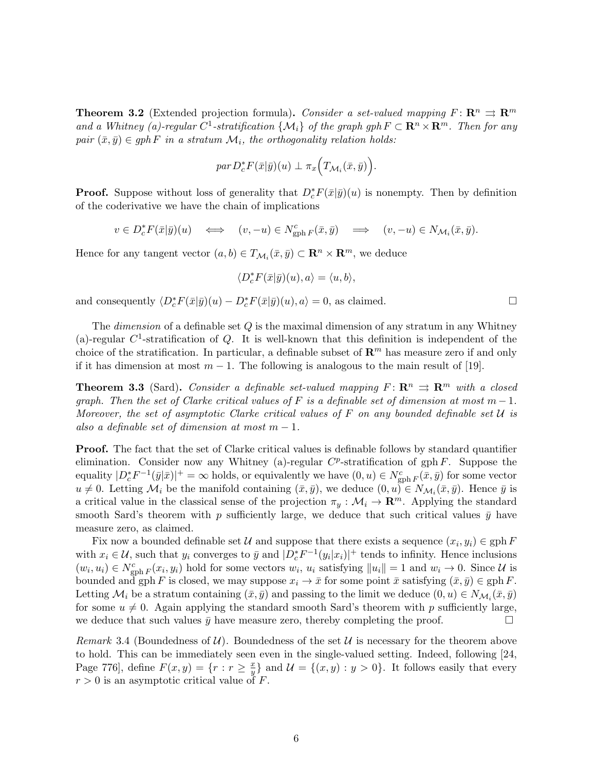**Theorem 3.2** (Extended projection formula)**.** *Consider a set-valued mapping $F\colon \mathbf{R}^n \rightrightarrows \mathbf{R}^m$ and a Whitney (a)-regular $C^1$-stratification $\{\mathcal{M}_i\}$ of the graph gph $F \subset \mathbf{R}^n \times \mathbf{R}^m$. Then for any pair $(\bar{x}, \bar{y}) \in$ gph $F$ in a stratum $\mathcal{M}_i$, the orthogonality relation holds:*

$$\textit{par}\, D_c^* F(\bar{x}|\bar{y})(u) \perp \pi_x\Big(T_{\mathcal{M}_i}(\bar{x}, \bar{y})\Big).$$

**Proof.** Suppose without loss of generality that $D_c^* F(\bar{x}|\bar{y})(u)$ is nonempty. Then by definition of the coderivative we have the chain of implications

$$v \in D_c^* F(\bar{x}|\bar{y})(u) \quad \Longleftrightarrow \quad (v, -u) \in N^c_{\operatorname{gph} F}(\bar{x}, \bar{y}) \quad \Longrightarrow \quad (v, -u) \in N_{\mathcal{M}_i}(\bar{x}, \bar{y}).$$

Hence for any tangent vector $(a, b) \in T_{\mathcal{M}_i}(\bar{x}, \bar{y}) \subset \mathbf{R}^n \times \mathbf{R}^m$, we deduce

$$\langle D_c^* F(\bar{x}|\bar{y})(u), a\rangle = \langle u, b\rangle,$$

and consequently $\langle D_c^* F(\bar{x}|\bar{y})(u) - D_c^* F(\bar{x}|\bar{y})(u), a\rangle = 0$, as claimed. $\square$

The *dimension* of a definable set $Q$ is the maximal dimension of any stratum in any Whitney (a)-regular $C^1$-stratification of $Q$. It is well-known that this definition is independent of the choice of the stratification. In particular, a definable subset of $\mathbf{R}^m$ has measure zero if and only if it has dimension at most $m - 1$. The following is analogous to the main result of [19].

**Theorem 3.3** (Sard)**.** *Consider a definable set-valued mapping $F\colon \mathbf{R}^n \rightrightarrows \mathbf{R}^m$ with a closed graph. Then the set of Clarke critical values of $F$ is a definable set of dimension at most $m - 1$. Moreover, the set of asymptotic Clarke critical values of $F$ on any bounded definable set $\mathcal{U}$ is also a definable set of dimension at most $m - 1$.*

**Proof.** The fact that the set of Clarke critical values is definable follows by standard quantifier elimination. Consider now any Whitney (a)-regular $C^p$-stratification of gph $F$. Suppose the equality $|D_c^* F^{-1}(\bar{y}|\bar{x})|^+ = \infty$ holds, or equivalently we have $(0, u) \in N^c_{\operatorname{gph} F}(\bar{x}, \bar{y})$ for some vector $u \neq 0$. Letting $\mathcal{M}_i$ be the manifold containing $(\bar{x}, \bar{y})$, we deduce $(0, u) \in N_{\mathcal{M}_i}(\bar{x}, \bar{y})$. Hence $\bar{y}$ is a critical value in the classical sense of the projection $\pi_y : \mathcal{M}_i \to \mathbf{R}^m$. Applying the standard smooth Sard's theorem with $p$ sufficiently large, we deduce that such critical values $\bar{y}$ have measure zero, as claimed.

Fix now a bounded definable set $\mathcal{U}$ and suppose that there exists a sequence $(x_i, y_i) \in \operatorname{gph} F$ with $x_i \in \mathcal{U}$, such that $y_i$ converges to $\bar{y}$ and $|D_c^* F^{-1}(y_i|x_i)|^+$ tends to infinity. Hence inclusions $(w_i, u_i) \in N^c_{\operatorname{gph} F}(x_i, y_i)$ hold for some vectors $w_i$, $u_i$ satisfying $\|u_i\| = 1$ and $w_i \to 0$. Since $\mathcal{U}$ is bounded and gph $F$ is closed, we may suppose $x_i \to \bar{x}$ for some point $\bar{x}$ satisfying $(\bar{x}, \bar{y}) \in \operatorname{gph} F$. Letting $\mathcal{M}_i$ be a stratum containing $(\bar{x}, \bar{y})$ and passing to the limit we deduce $(0, u) \in N_{\mathcal{M}_i}(\bar{x}, \bar{y})$ for some $u \neq 0$. Again applying the standard smooth Sard's theorem with $p$ sufficiently large, we deduce that such values $\bar{y}$ have measure zero, thereby completing the proof. $\square$

*Remark* 3.4 (Boundedness of $\mathcal{U}$). Boundedness of the set $\mathcal{U}$ is necessary for the theorem above to hold. This can be immediately seen even in the single-valued setting. Indeed, following [24, Page 776], define $F(x, y) = \{r : r \geq \frac{x}{y}\}$ and $\mathcal{U} = \{(x, y) : y > 0\}$. It follows easily that every $r > 0$ is an asymptotic critical value of $F$.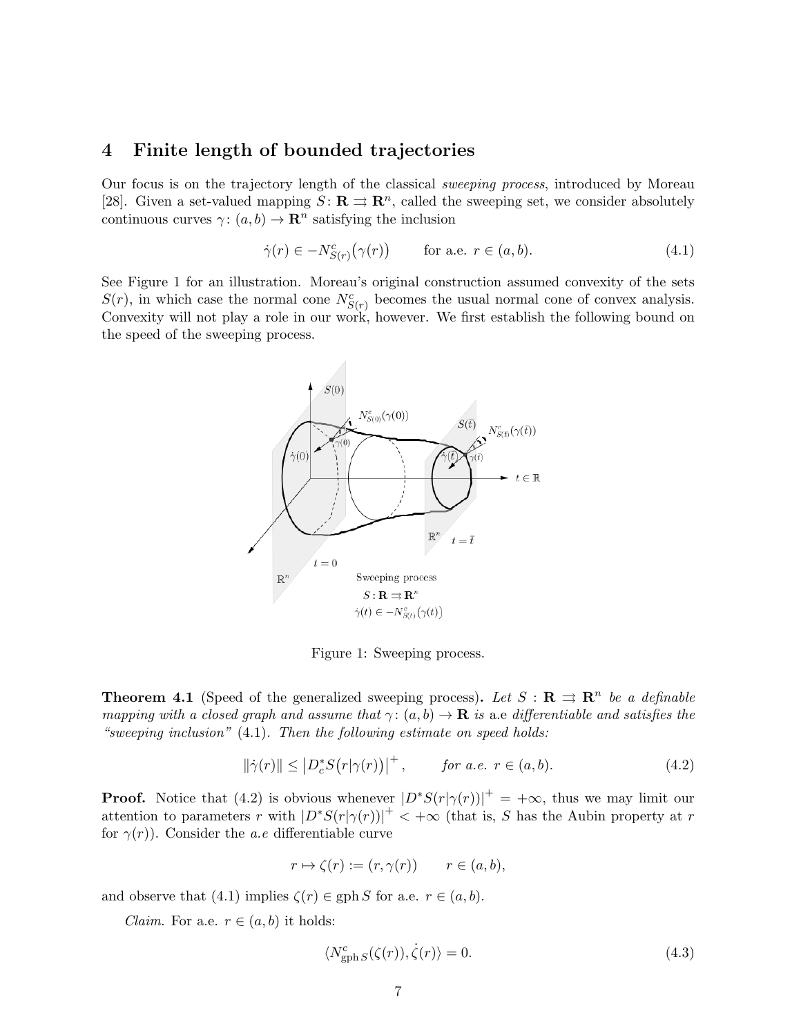## 4 Finite length of bounded trajectories

Our focus is on the trajectory length of the classical *sweeping process*, introduced by Moreau [28]. Given a set-valued mapping $S\colon \mathbf{R} \rightrightarrows \mathbf{R}^n$, called the sweeping set, we consider absolutely continuous curves $\gamma\colon (a,b) \to \mathbf{R}^n$ satisfying the inclusion

$$\dot{\gamma}(r) \in -N^c_{S(r)}\big(\gamma(r)\big) \qquad \text{for a.e. } r \in (a,b). \tag{4.1}$$

See Figure 1 for an illustration. Moreau's original construction assumed convexity of the sets $S(r)$, in which case the normal cone $N^c_{S(r)}$ becomes the usual normal cone of convex analysis. Convexity will not play a role in our work, however. We first establish the following bound on the speed of the sweeping process.

Figure 1: Sweeping process.

**Theorem 4.1** (Speed of the generalized sweeping process)**.** *Let $S : \mathbf{R} \rightrightarrows \mathbf{R}^n$ be a definable mapping with a closed graph and assume that $\gamma\colon (a,b) \to \mathbf{R}$ is* a.e *differentiable and satisfies the "sweeping inclusion"* (4.1)*. Then the following estimate on speed holds:*

$$\|\dot{\gamma}(r)\| \leq \big|D^*_c S\big(r|\gamma(r)\big)\big|^+, \qquad \textit{for a.e. } r \in (a,b). \tag{4.2}$$

**Proof.** Notice that (4.2) is obvious whenever $|D^*S(r|\gamma(r))|^+ = +\infty$, thus we may limit our attention to parameters $r$ with $|D^*S(r|\gamma(r))|^+ < +\infty$ (that is, $S$ has the Aubin property at $r$ for $\gamma(r)$). Consider the *a.e* differentiable curve

$$r \mapsto \zeta(r) := (r, \gamma(r)) \qquad r \in (a,b),$$

and observe that (4.1) implies $\zeta(r) \in \operatorname{gph} S$ for a.e. $r \in (a,b)$.

*Claim.* For a.e. $r \in (a,b)$ it holds:

$$\langle N^c_{\operatorname{gph} S}(\zeta(r)), \dot{\zeta}(r) \rangle = 0. \tag{4.3}$$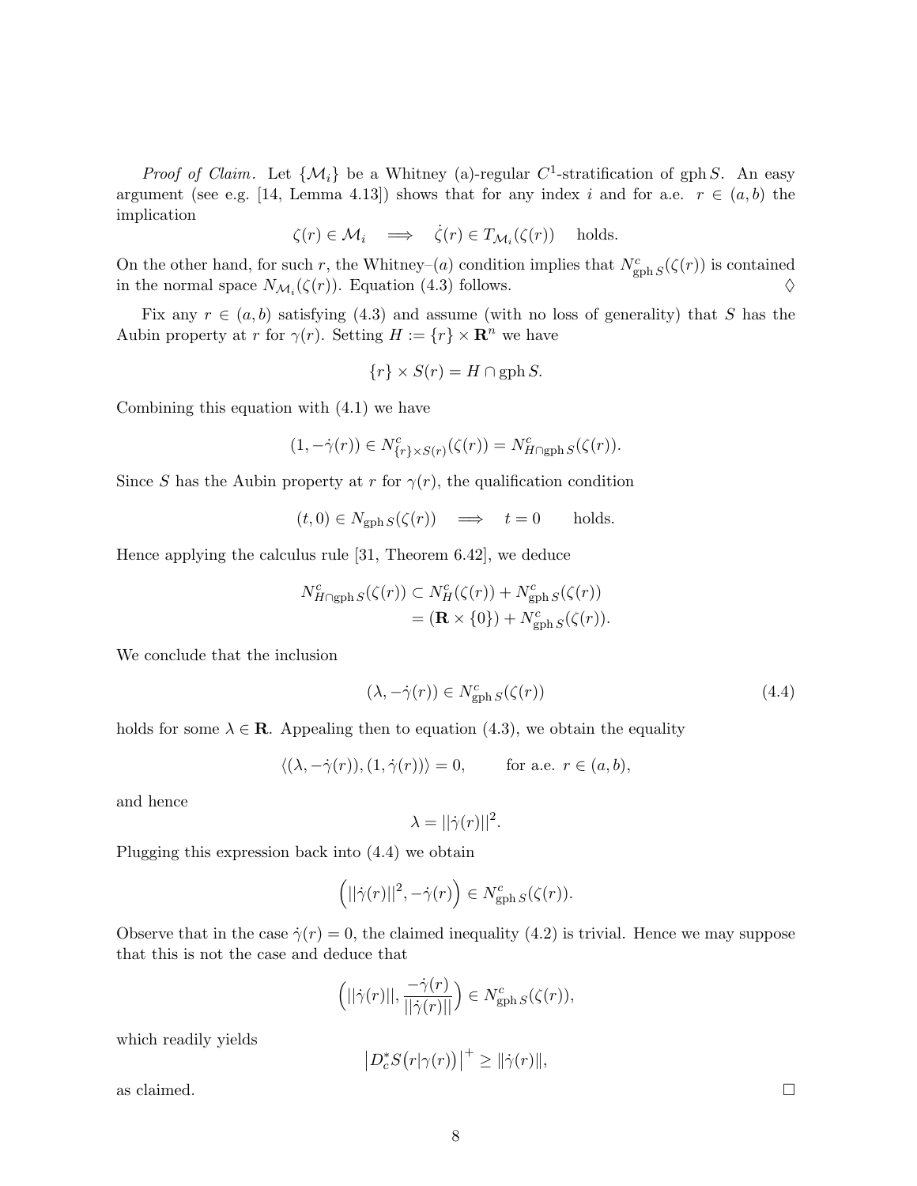*Proof of Claim.* Let $\{\mathcal{M}_i\}$ be a Whitney (a)-regular $C^1$-stratification of $\operatorname{gph} S$. An easy argument (see e.g. [14, Lemma 4.13]) shows that for any index $i$ and for a.e. $r \in (a,b)$ the implication

$$\zeta(r) \in \mathcal{M}_i \quad \Longrightarrow \quad \dot{\zeta}(r) \in T_{\mathcal{M}_i}(\zeta(r)) \quad \text{holds.}$$

On the other hand, for such $r$, the Whitney–$(a)$ condition implies that $N^c_{\operatorname{gph} S}(\zeta(r))$ is contained in the normal space $N_{\mathcal{M}_i}(\zeta(r))$. Equation (4.3) follows. $\diamondsuit$

Fix any $r \in (a,b)$ satisfying (4.3) and assume (with no loss of generality) that $S$ has the Aubin property at $r$ for $\gamma(r)$. Setting $H := \{r\} \times \mathbf{R}^n$ we have

$$\{r\} \times S(r) = H \cap \operatorname{gph} S.$$

Combining this equation with (4.1) we have

$$(1, -\dot{\gamma}(r)) \in N^c_{\{r\}\times S(r)}(\zeta(r)) = N^c_{H \cap \operatorname{gph} S}(\zeta(r)).$$

Since $S$ has the Aubin property at $r$ for $\gamma(r)$, the qualification condition

$$(t, 0) \in N_{\operatorname{gph} S}(\zeta(r)) \quad \Longrightarrow \quad t = 0 \qquad \text{holds.}$$

Hence applying the calculus rule [31, Theorem 6.42], we deduce

$$\begin{aligned} N^c_{H \cap \operatorname{gph} S}(\zeta(r)) &\subset N^c_H(\zeta(r)) + N^c_{\operatorname{gph} S}(\zeta(r)) \\ &= (\mathbf{R} \times \{0\}) + N^c_{\operatorname{gph} S}(\zeta(r)). \end{aligned}$$

We conclude that the inclusion

$$(\lambda, -\dot{\gamma}(r)) \in N^c_{\operatorname{gph} S}(\zeta(r)) \tag{4.4}$$

holds for some $\lambda \in \mathbf{R}$. Appealing then to equation (4.3), we obtain the equality

$$\langle (\lambda, -\dot{\gamma}(r)), (1, \dot{\gamma}(r)) \rangle = 0, \qquad \text{for a.e. } r \in (a,b),$$

and hence

$$\lambda = ||\dot{\gamma}(r)||^2.$$

Plugging this expression back into (4.4) we obtain

$$\Big( ||\dot{\gamma}(r)||^2, -\dot{\gamma}(r) \Big) \in N^c_{\operatorname{gph} S}(\zeta(r)).$$

Observe that in the case $\dot{\gamma}(r) = 0$, the claimed inequality (4.2) is trivial. Hence we may suppose that this is not the case and deduce that

$$\Big( ||\dot{\gamma}(r)||, \frac{-\dot{\gamma}(r)}{||\dot{\gamma}(r)||} \Big) \in N^c_{\operatorname{gph} S}(\zeta(r)),$$

which readily yields

$$\big| D^*_c S\big(r|\gamma(r)\big) \big|^+ \geq \|\dot{\gamma}(r)\|,$$

as claimed. $\square$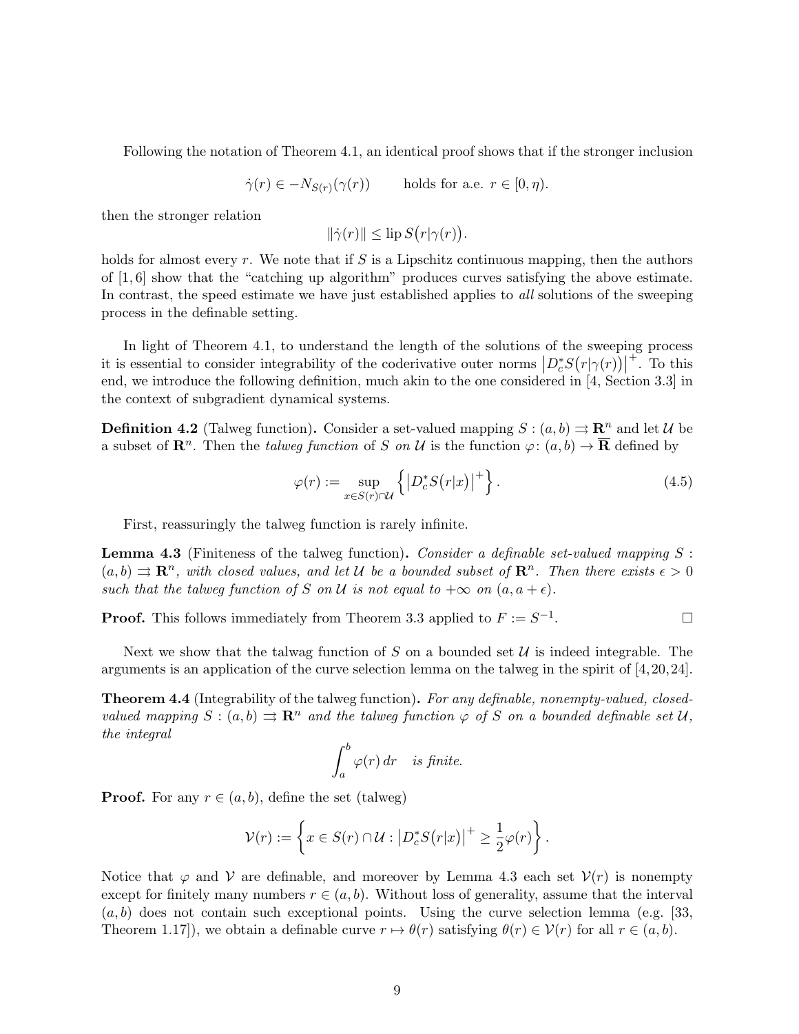Following the notation of Theorem 4.1, an identical proof shows that if the stronger inclusion

$$\dot{\gamma}(r) \in -N_{S(r)}(\gamma(r)) \qquad \text{holds for a.e. } r \in [0, \eta).$$

then the stronger relation

$$\|\dot{\gamma}(r)\| \leq \operatorname{lip} S\big(r|\gamma(r)\big).$$

holds for almost every $r$. We note that if $S$ is a Lipschitz continuous mapping, then the authors of [1, 6] show that the "catching up algorithm" produces curves satisfying the above estimate. In contrast, the speed estimate we have just established applies to *all* solutions of the sweeping process in the definable setting.

In light of Theorem 4.1, to understand the length of the solutions of the sweeping process it is essential to consider integrability of the coderivative outer norms $\big|D_c^* S\big(r|\gamma(r)\big)\big|^+$. To this end, we introduce the following definition, much akin to the one considered in [4, Section 3.3] in the context of subgradient dynamical systems.

**Definition 4.2** (Talweg function)**.** Consider a set-valued mapping $S : (a, b) \rightrightarrows \mathbf{R}^n$ and let $\mathcal{U}$ be a subset of $\mathbf{R}^n$. Then the *talweg function* of $S$ *on* $\mathcal{U}$ is the function $\varphi\colon (a, b) \to \overline{\mathbf{R}}$ defined by

$$\varphi(r) := \sup_{x \in S(r) \cap \mathcal{U}} \left\{ \big|D_c^* S\big(r|x\big)\big|^+ \right\}. \tag{4.5}$$

First, reassuringly the talweg function is rarely infinite.

**Lemma 4.3** (Finiteness of the talweg function)**.** *Consider a definable set-valued mapping $S : (a, b) \rightrightarrows \mathbf{R}^n$, with closed values, and let $\mathcal{U}$ be a bounded subset of $\mathbf{R}^n$. Then there exists $\epsilon > 0$ such that the talweg function of $S$ on $\mathcal{U}$ is not equal to $+\infty$ on $(a, a + \epsilon)$.*

**Proof.** This follows immediately from Theorem 3.3 applied to $F := S^{-1}$. $\square$

Next we show that the talwag function of $S$ on a bounded set $\mathcal{U}$ is indeed integrable. The arguments is an application of the curve selection lemma on the talweg in the spirit of [4, 20, 24].

**Theorem 4.4** (Integrability of the talweg function)**.** *For any definable, nonempty-valued, closed-valued mapping $S : (a, b) \rightrightarrows \mathbf{R}^n$ and the talweg function $\varphi$ of $S$ on a bounded definable set $\mathcal{U}$, the integral*

$$\int_a^b \varphi(r)\, dr \quad \text{is finite.}$$

**Proof.** For any $r \in (a, b)$, define the set (talweg)

$$\mathcal{V}(r) := \left\{ x \in S(r) \cap \mathcal{U} : \big|D_c^* S\big(r|x\big)\big|^+ \geq \frac{1}{2}\varphi(r) \right\}.$$

Notice that $\varphi$ and $\mathcal{V}$ are definable, and moreover by Lemma 4.3 each set $\mathcal{V}(r)$ is nonempty except for finitely many numbers $r \in (a, b)$. Without loss of generality, assume that the interval $(a, b)$ does not contain such exceptional points. Using the curve selection lemma (e.g. [33, Theorem 1.17]), we obtain a definable curve $r \mapsto \theta(r)$ satisfying $\theta(r) \in \mathcal{V}(r)$ for all $r \in (a, b)$.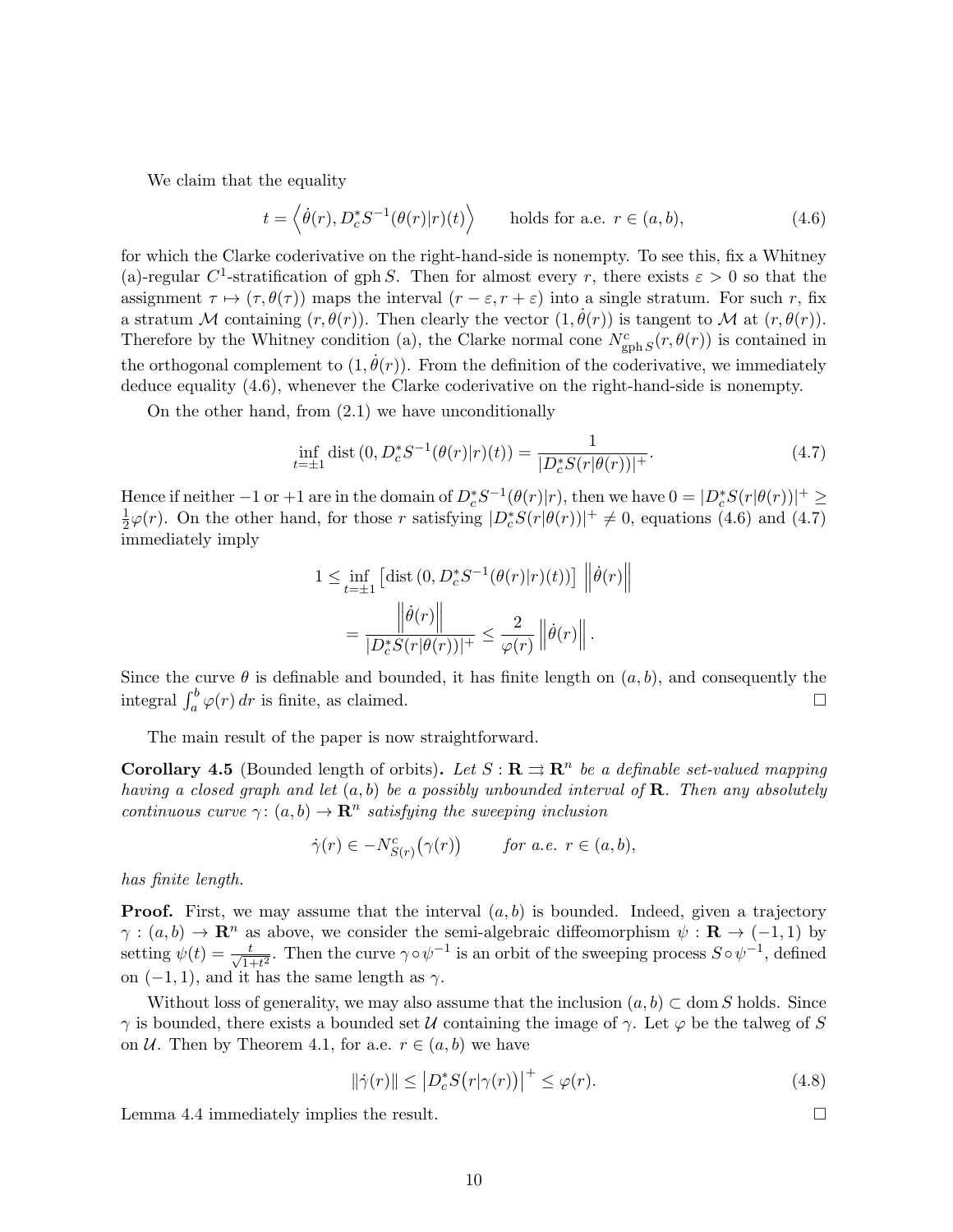We claim that the equality

$$t = \left\langle \dot{\theta}(r), D_c^* S^{-1}(\theta(r)|r)(t) \right\rangle \qquad \text{holds for a.e. } r \in (a,b), \tag{4.6}$$

for which the Clarke coderivative on the right-hand-side is nonempty. To see this, fix a Whitney (a)-regular $C^1$-stratification of $\operatorname{gph} S$. Then for almost every $r$, there exists $\varepsilon > 0$ so that the assignment $\tau \mapsto (\tau, \theta(\tau))$ maps the interval $(r - \varepsilon, r + \varepsilon)$ into a single stratum. For such $r$, fix a stratum $\mathcal{M}$ containing $(r, \theta(r))$. Then clearly the vector $(1, \dot{\theta}(r))$ is tangent to $\mathcal{M}$ at $(r, \theta(r))$. Therefore by the Whitney condition (a), the Clarke normal cone $N^c_{\operatorname{gph} S}(r, \theta(r))$ is contained in the orthogonal complement to $(1, \dot{\theta}(r))$. From the definition of the coderivative, we immediately deduce equality (4.6), whenever the Clarke coderivative on the right-hand-side is nonempty.

On the other hand, from (2.1) we have unconditionally

$$\inf_{t=\pm 1} \operatorname{dist}\left(0, D_c^* S^{-1}(\theta(r)|r)(t)\right) = \frac{1}{|D_c^* S(r|\theta(r))|^+}. \tag{4.7}$$

Hence if neither $-1$ or $+1$ are in the domain of $D_c^* S^{-1}(\theta(r)|r)$, then we have $0 = |D_c^* S(r|\theta(r))|^+ \geq \frac{1}{2}\varphi(r)$. On the other hand, for those $r$ satisfying $|D_c^* S(r|\theta(r))|^+ \neq 0$, equations (4.6) and (4.7) immediately imply

$$\begin{aligned}
1 &\leq \inf_{t=\pm 1} \left[\operatorname{dist}\left(0, D_c^* S^{-1}(\theta(r)|r)(t)\right)\right] \left\|\dot{\theta}(r)\right\| \\
&= \frac{\left\|\dot{\theta}(r)\right\|}{|D_c^* S(r|\theta(r))|^+} \leq \frac{2}{\varphi(r)} \left\|\dot{\theta}(r)\right\|.
\end{aligned}$$

Since the curve $\theta$ is definable and bounded, it has finite length on $(a,b)$, and consequently the integral $\int_a^b \varphi(r)\, dr$ is finite, as claimed. □

The main result of the paper is now straightforward.

**Corollary 4.5** (Bounded length of orbits)**.** *Let $S : \mathbf{R} \rightrightarrows \mathbf{R}^n$ be a definable set-valued mapping having a closed graph and let $(a,b)$ be a possibly unbounded interval of $\mathbf{R}$. Then any absolutely continuous curve $\gamma \colon (a,b) \to \mathbf{R}^n$ satisfying the sweeping inclusion*

$$\dot{\gamma}(r) \in -N^c_{S(r)}\big(\gamma(r)\big) \qquad \textit{for a.e. } r \in (a,b),$$

*has finite length.*

**Proof.** First, we may assume that the interval $(a,b)$ is bounded. Indeed, given a trajectory $\gamma : (a,b) \to \mathbf{R}^n$ as above, we consider the semi-algebraic diffeomorphism $\psi : \mathbf{R} \to (-1,1)$ by setting $\psi(t) = \frac{t}{\sqrt{1+t^2}}$. Then the curve $\gamma \circ \psi^{-1}$ is an orbit of the sweeping process $S \circ \psi^{-1}$, defined on $(-1,1)$, and it has the same length as $\gamma$.

Without loss of generality, we may also assume that the inclusion $(a,b) \subset \operatorname{dom} S$ holds. Since $\gamma$ is bounded, there exists a bounded set $\mathcal{U}$ containing the image of $\gamma$. Let $\varphi$ be the talweg of $S$ on $\mathcal{U}$. Then by Theorem 4.1, for a.e. $r \in (a,b)$ we have

$$\|\dot{\gamma}(r)\| \leq \left|D_c^* S\big(r|\gamma(r)\big)\right|^+ \leq \varphi(r). \tag{4.8}$$

Lemma 4.4 immediately implies the result. □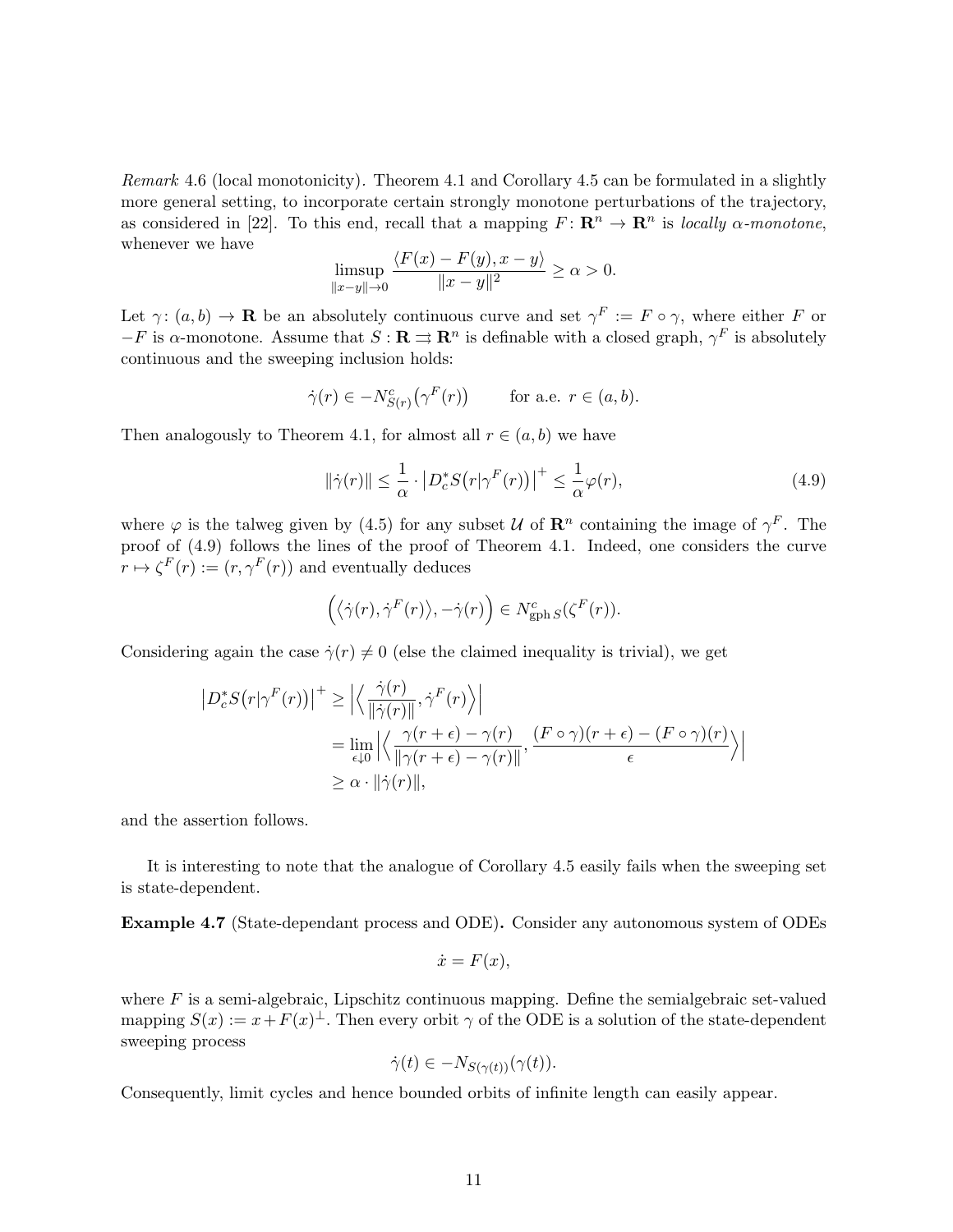*Remark* 4.6 (local monotonicity). Theorem 4.1 and Corollary 4.5 can be formulated in a slightly more general setting, to incorporate certain strongly monotone perturbations of the trajectory, as considered in [22]. To this end, recall that a mapping $F\colon \mathbf{R}^n \to \mathbf{R}^n$ is *locally $\alpha$-monotone*, whenever we have

$$\operatorname*{limsup}_{\|x-y\|\to 0} \frac{\langle F(x)-F(y), x-y\rangle}{\|x-y\|^2} \geq \alpha > 0.$$

Let $\gamma\colon (a,b) \to \mathbf{R}$ be an absolutely continuous curve and set $\gamma^F := F \circ \gamma$, where either $F$ or $-F$ is $\alpha$-monotone. Assume that $S : \mathbf{R} \rightrightarrows \mathbf{R}^n$ is definable with a closed graph, $\gamma^F$ is absolutely continuous and the sweeping inclusion holds:

$$\dot{\gamma}(r) \in -N^c_{S(r)}\big(\gamma^F(r)\big) \qquad \text{for a.e. } r \in (a,b).$$

Then analogously to Theorem 4.1, for almost all $r \in (a,b)$ we have

$$\|\dot{\gamma}(r)\| \leq \frac{1}{\alpha} \cdot \big|D^*_c S\big(r|\gamma^F(r)\big)\big|^+ \leq \frac{1}{\alpha}\varphi(r), \tag{4.9}$$

where $\varphi$ is the talweg given by (4.5) for any subset $\mathcal{U}$ of $\mathbf{R}^n$ containing the image of $\gamma^F$. The proof of (4.9) follows the lines of the proof of Theorem 4.1. Indeed, one considers the curve $r \mapsto \zeta^F(r) := (r, \gamma^F(r))$ and eventually deduces

$$\Big(\big\langle \dot{\gamma}(r), \dot{\gamma}^F(r)\big\rangle, -\dot{\gamma}(r)\Big) \in N^c_{\operatorname{gph} S}(\zeta^F(r)).$$

Considering again the case $\dot{\gamma}(r) \neq 0$ (else the claimed inequality is trivial), we get

$$\begin{aligned}
\big|D^*_c S\big(r|\gamma^F(r)\big)\big|^+ &\geq \Big|\Big\langle \frac{\dot{\gamma}(r)}{\|\dot{\gamma}(r)\|}, \dot{\gamma}^F(r)\Big\rangle\Big| \\
&= \lim_{\epsilon \downarrow 0} \Big|\Big\langle \frac{\gamma(r+\epsilon)-\gamma(r)}{\|\gamma(r+\epsilon)-\gamma(r)\|}, \frac{(F\circ\gamma)(r+\epsilon)-(F\circ\gamma)(r)}{\epsilon}\Big\rangle\Big| \\
&\geq \alpha \cdot \|\dot{\gamma}(r)\|,
\end{aligned}$$

and the assertion follows.

It is interesting to note that the analogue of Corollary 4.5 easily fails when the sweeping set is state-dependent.

**Example 4.7** (State-dependant process and ODE)**.** Consider any autonomous system of ODEs

$$\dot{x} = F(x),$$

where $F$ is a semi-algebraic, Lipschitz continuous mapping. Define the semialgebraic set-valued mapping $S(x) := x + F(x)^{\perp}$. Then every orbit $\gamma$ of the ODE is a solution of the state-dependent sweeping process

$$\dot{\gamma}(t) \in -N_{S(\gamma(t))}(\gamma(t)).$$

Consequently, limit cycles and hence bounded orbits of infinite length can easily appear.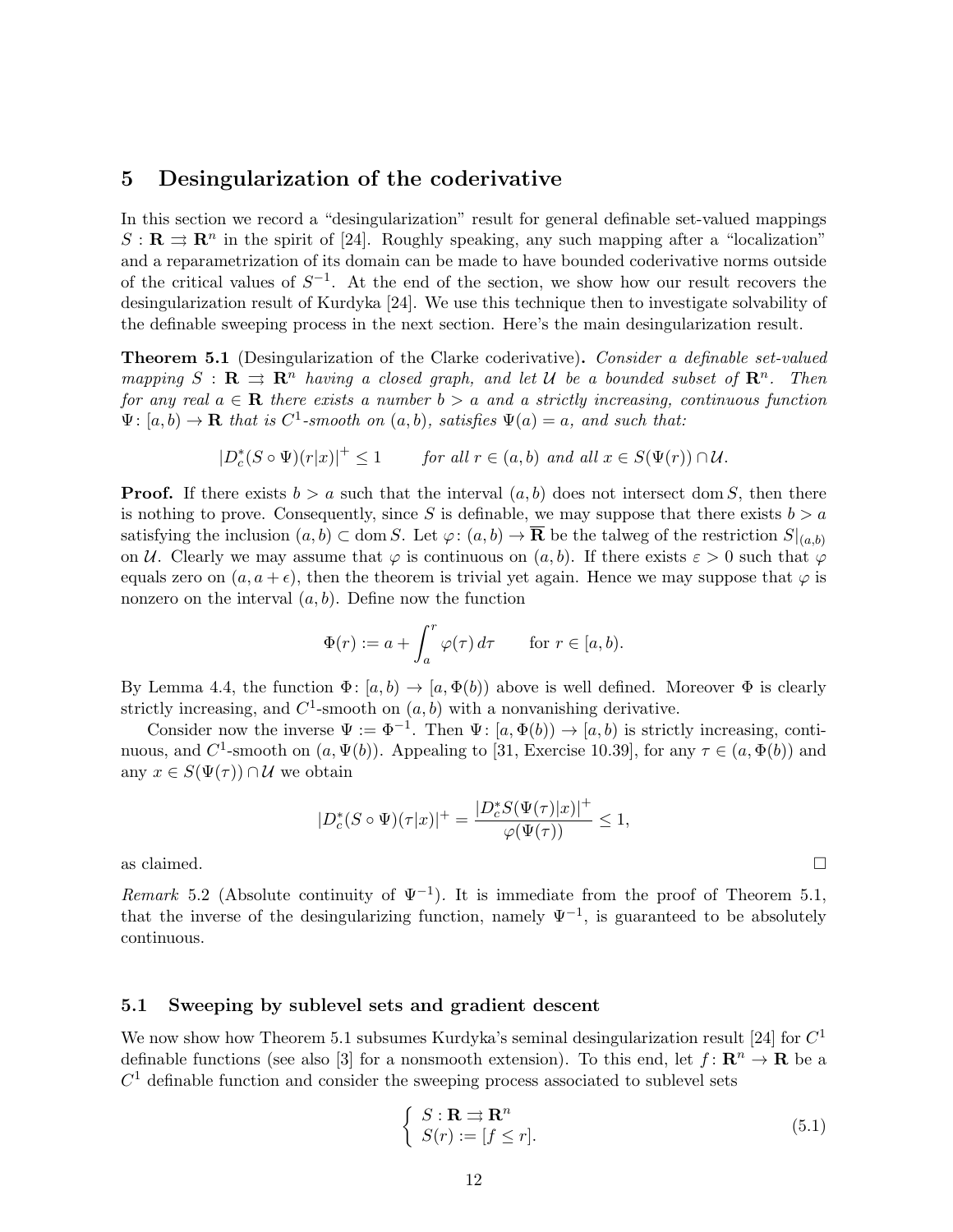## 5 Desingularization of the coderivative

In this section we record a "desingularization" result for general definable set-valued mappings $S : \mathbf{R} \rightrightarrows \mathbf{R}^n$ in the spirit of [24]. Roughly speaking, any such mapping after a "localization" and a reparametrization of its domain can be made to have bounded coderivative norms outside of the critical values of $S^{-1}$. At the end of the section, we show how our result recovers the desingularization result of Kurdyka [24]. We use this technique then to investigate solvability of the definable sweeping process in the next section. Here's the main desingularization result.

**Theorem 5.1** (Desingularization of the Clarke coderivative)**.** *Consider a definable set-valued mapping $S : \mathbf{R} \rightrightarrows \mathbf{R}^n$ having a closed graph, and let $\mathcal{U}$ be a bounded subset of $\mathbf{R}^n$. Then for any real $a \in \mathbf{R}$ there exists a number $b > a$ and a strictly increasing, continuous function $\Psi\colon [a, b) \to \mathbf{R}$ that is $C^1$-smooth on $(a, b)$, satisfies $\Psi(a) = a$, and such that:*

$$|D_c^*(S \circ \Psi)(r|x)|^+ \leq 1 \qquad \text{for all } r \in (a, b) \text{ and all } x \in S(\Psi(r)) \cap \mathcal{U}.$$

**Proof.** If there exists $b > a$ such that the interval $(a, b)$ does not intersect $\operatorname{dom} S$, then there is nothing to prove. Consequently, since $S$ is definable, we may suppose that there exists $b > a$ satisfying the inclusion $(a, b) \subset \operatorname{dom} S$. Let $\varphi\colon (a, b) \to \overline{\mathbf{R}}$ be the talweg of the restriction $S|_{(a,b)}$ on $\mathcal{U}$. Clearly we may assume that $\varphi$ is continuous on $(a, b)$. If there exists $\varepsilon > 0$ such that $\varphi$ equals zero on $(a, a + \epsilon)$, then the theorem is trivial yet again. Hence we may suppose that $\varphi$ is nonzero on the interval $(a, b)$. Define now the function

$$\Phi(r) := a + \int_a^r \varphi(\tau)\, d\tau \qquad \text{for } r \in [a, b).$$

By Lemma 4.4, the function $\Phi\colon [a, b) \to [a, \Phi(b))$ above is well defined. Moreover $\Phi$ is clearly strictly increasing, and $C^1$-smooth on $(a, b)$ with a nonvanishing derivative.

Consider now the inverse $\Psi := \Phi^{-1}$. Then $\Psi\colon [a, \Phi(b)) \to [a, b)$ is strictly increasing, continuous, and $C^1$-smooth on $(a, \Psi(b))$. Appealing to [31, Exercise 10.39], for any $\tau \in (a, \Phi(b))$ and any $x \in S(\Psi(\tau)) \cap \mathcal{U}$ we obtain

$$|D_c^*(S \circ \Psi)(\tau|x)|^+ = \frac{|D_c^* S(\Psi(\tau)|x)|^+}{\varphi(\Psi(\tau))} \leq 1,$$

as claimed. $\square$

*Remark* 5.2 (Absolute continuity of $\Psi^{-1}$). It is immediate from the proof of Theorem 5.1, that the inverse of the desingularizing function, namely $\Psi^{-1}$, is guaranteed to be absolutely continuous.

### 5.1 Sweeping by sublevel sets and gradient descent

We now show how Theorem 5.1 subsumes Kurdyka's seminal desingularization result [24] for $C^1$ definable functions (see also [3] for a nonsmooth extension). To this end, let $f\colon \mathbf{R}^n \to \mathbf{R}$ be a $C^1$ definable function and consider the sweeping process associated to sublevel sets

$$\left\{ \begin{array}{l} S : \mathbf{R} \rightrightarrows \mathbf{R}^n \\ S(r) := [f \leq r]. \end{array} \right. \tag{5.1}$$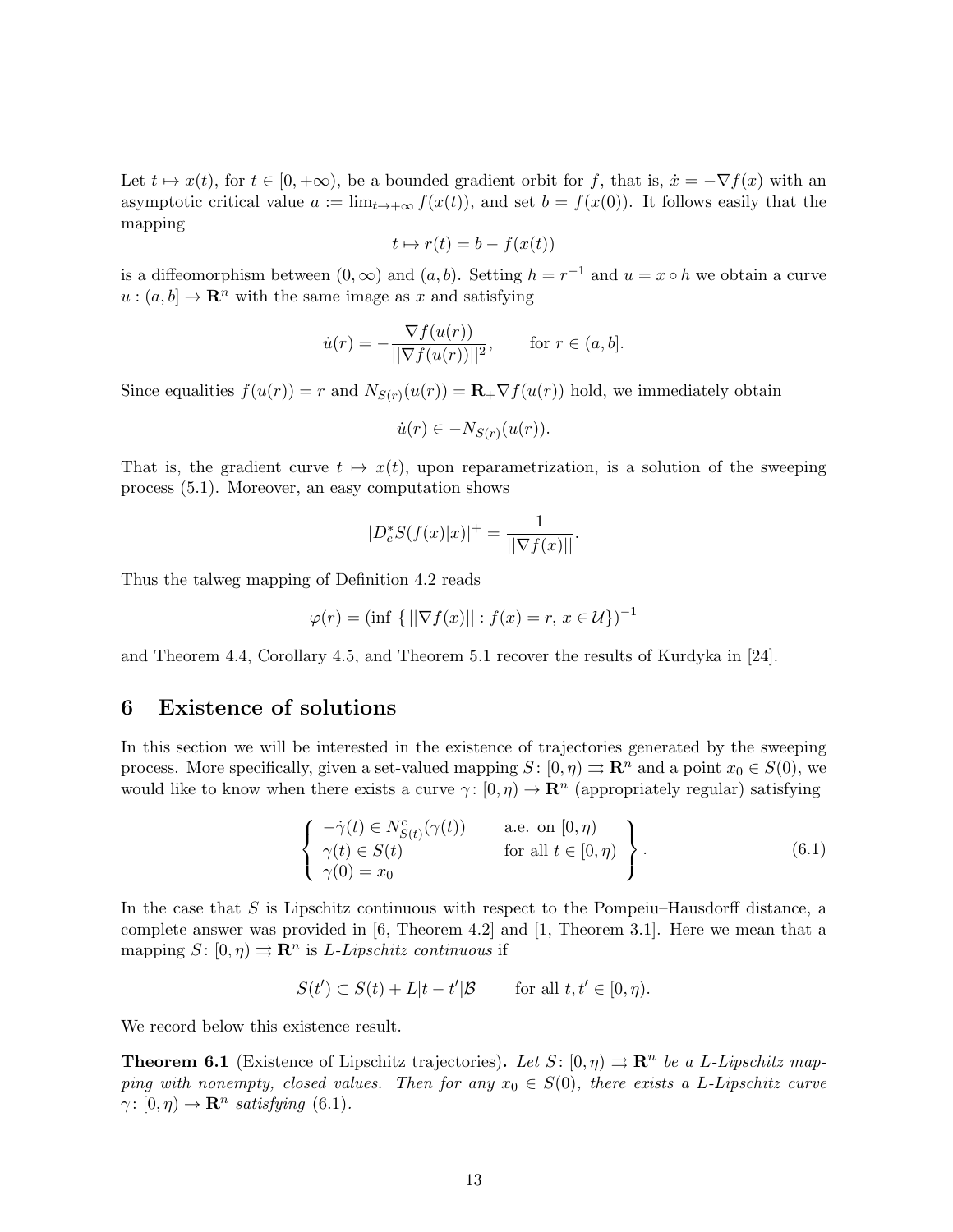Let $t \mapsto x(t)$, for $t \in [0, +\infty)$, be a bounded gradient orbit for $f$, that is, $\dot{x} = -\nabla f(x)$ with an asymptotic critical value $a := \lim_{t \to +\infty} f(x(t))$, and set $b = f(x(0))$. It follows easily that the mapping

$$t \mapsto r(t) = b - f(x(t))$$

is a diffeomorphism between $(0, \infty)$ and $(a, b)$. Setting $h = r^{-1}$ and $u = x \circ h$ we obtain a curve $u : (a, b] \to \mathbf{R}^n$ with the same image as $x$ and satisfying

$$\dot{u}(r) = -\frac{\nabla f(u(r))}{||\nabla f(u(r))||^2}, \qquad \text{for } r \in (a, b].$$

Since equalities $f(u(r)) = r$ and $N_{S(r)}(u(r)) = \mathbf{R}_+ \nabla f(u(r))$ hold, we immediately obtain

$$\dot{u}(r) \in -N_{S(r)}(u(r)).$$

That is, the gradient curve $t \mapsto x(t)$, upon reparametrization, is a solution of the sweeping process (5.1). Moreover, an easy computation shows

$$|D_c^* S(f(x)|x)|^+ = \frac{1}{||\nabla f(x)||}.$$

Thus the talweg mapping of Definition 4.2 reads

$$\varphi(r) = (\inf \{ ||\nabla f(x)|| : f(x) = r,\, x \in \mathcal{U} \})^{-1}$$

and Theorem 4.4, Corollary 4.5, and Theorem 5.1 recover the results of Kurdyka in [24].

## 6 Existence of solutions

In this section we will be interested in the existence of trajectories generated by the sweeping process. More specifically, given a set-valued mapping $S \colon [0, \eta) \rightrightarrows \mathbf{R}^n$ and a point $x_0 \in S(0)$, we would like to know when there exists a curve $\gamma \colon [0, \eta) \to \mathbf{R}^n$ (appropriately regular) satisfying

$$\left\{ \begin{array}{ll} -\dot{\gamma}(t) \in N^c_{S(t)}(\gamma(t)) & \text{a.e. on } [0, \eta) \\ \gamma(t) \in S(t) & \text{for all } t \in [0, \eta) \\ \gamma(0) = x_0 & \end{array} \right\}. \tag{6.1}$$

In the case that $S$ is Lipschitz continuous with respect to the Pompeiu–Hausdorff distance, a complete answer was provided in [6, Theorem 4.2] and [1, Theorem 3.1]. Here we mean that a mapping $S \colon [0, \eta) \rightrightarrows \mathbf{R}^n$ is *$L$-Lipschitz continuous* if

$$S(t') \subset S(t) + L|t - t'|\mathcal{B} \qquad \text{for all } t, t' \in [0, \eta).$$

We record below this existence result.

**Theorem 6.1** (Existence of Lipschitz trajectories)**.** *Let $S \colon [0, \eta) \rightrightarrows \mathbf{R}^n$ be a $L$-Lipschitz mapping with nonempty, closed values. Then for any $x_0 \in S(0)$, there exists a $L$-Lipschitz curve $\gamma \colon [0, \eta) \to \mathbf{R}^n$ satisfying* (6.1).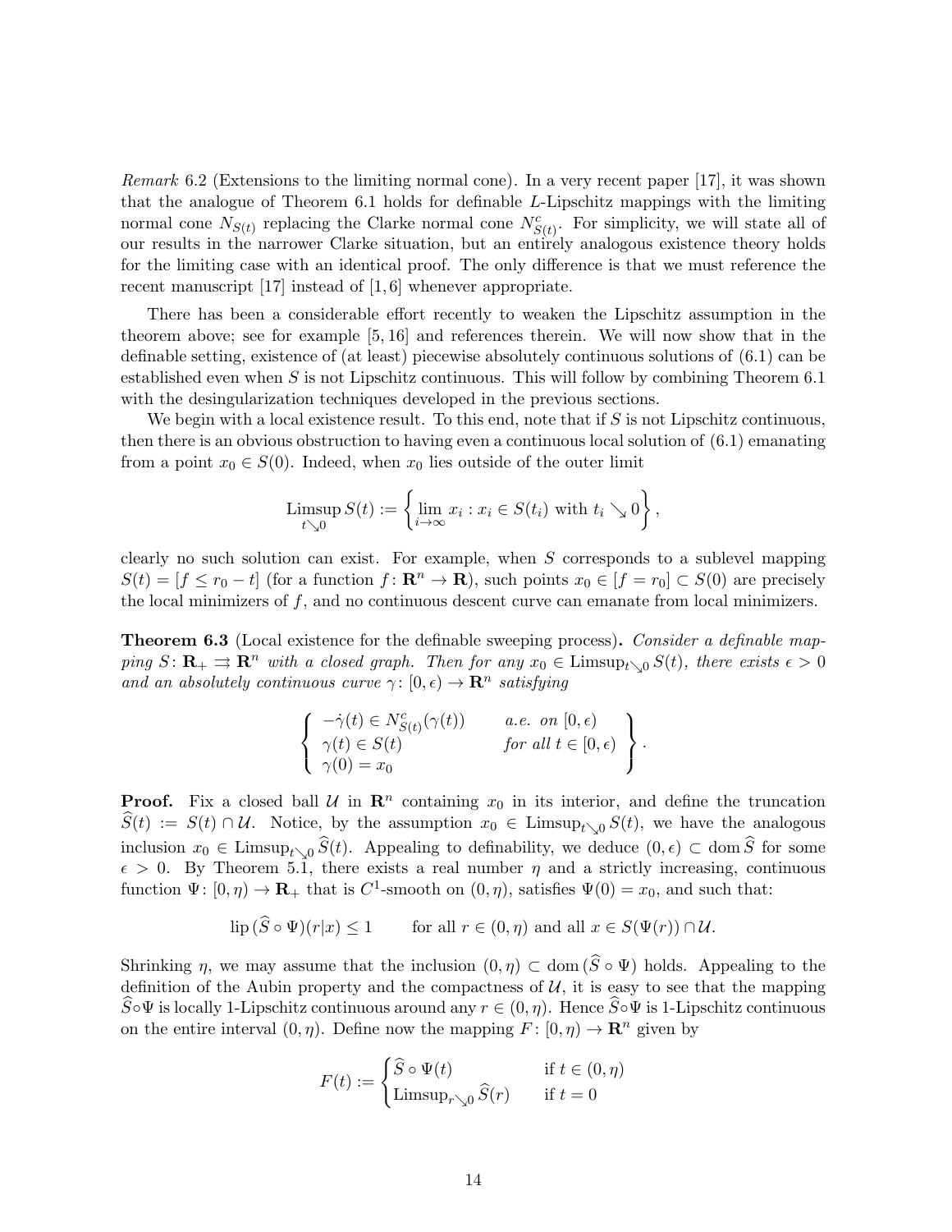*Remark* 6.2 (Extensions to the limiting normal cone). In a very recent paper [17], it was shown that the analogue of Theorem 6.1 holds for definable $L$-Lipschitz mappings with the limiting normal cone $N_{S(t)}$ replacing the Clarke normal cone $N^c_{S(t)}$. For simplicity, we will state all of our results in the narrower Clarke situation, but an entirely analogous existence theory holds for the limiting case with an identical proof. The only difference is that we must reference the recent manuscript [17] instead of [1, 6] whenever appropriate.

There has been a considerable effort recently to weaken the Lipschitz assumption in the theorem above; see for example [5, 16] and references therein. We will now show that in the definable setting, existence of (at least) piecewise absolutely continuous solutions of (6.1) can be established even when $S$ is not Lipschitz continuous. This will follow by combining Theorem 6.1 with the desingularization techniques developed in the previous sections.

We begin with a local existence result. To this end, note that if $S$ is not Lipschitz continuous, then there is an obvious obstruction to having even a continuous local solution of (6.1) emanating from a point $x_0 \in S(0)$. Indeed, when $x_0$ lies outside of the outer limit

$$\operatorname*{Limsup}_{t \searrow 0} S(t) := \left\{ \lim_{i\to\infty} x_i : x_i \in S(t_i) \text{ with } t_i \searrow 0 \right\},$$

clearly no such solution can exist. For example, when $S$ corresponds to a sublevel mapping $S(t) = [f \leq r_0 - t]$ (for a function $f \colon \mathbf{R}^n \to \mathbf{R}$), such points $x_0 \in [f = r_0] \subset S(0)$ are precisely the local minimizers of $f$, and no continuous descent curve can emanate from local minimizers.

**Theorem 6.3** (Local existence for the definable sweeping process)**.** *Consider a definable mapping $S \colon \mathbf{R}_+ \rightrightarrows \mathbf{R}^n$ with a closed graph. Then for any $x_0 \in \operatorname{Limsup}_{t\searrow 0} S(t)$, there exists $\epsilon > 0$ and an absolutely continuous curve $\gamma \colon [0, \epsilon) \to \mathbf{R}^n$ satisfying*

$$\left\{ \begin{array}{ll} -\dot{\gamma}(t) \in N^c_{S(t)}(\gamma(t)) & \text{a.e. on } [0,\epsilon) \\ \gamma(t) \in S(t) & \text{for all } t \in [0,\epsilon) \\ \gamma(0) = x_0 & \end{array} \right\}.$$

**Proof.** Fix a closed ball $\mathcal{U}$ in $\mathbf{R}^n$ containing $x_0$ in its interior, and define the truncation $\widehat{S}(t) := S(t) \cap \mathcal{U}$. Notice, by the assumption $x_0 \in \operatorname{Limsup}_{t\searrow 0} S(t)$, we have the analogous inclusion $x_0 \in \operatorname{Limsup}_{t\searrow 0} \widehat{S}(t)$. Appealing to definability, we deduce $(0, \epsilon) \subset \operatorname{dom} \widehat{S}$ for some $\epsilon > 0$. By Theorem 5.1, there exists a real number $\eta$ and a strictly increasing, continuous function $\Psi \colon [0, \eta) \to \mathbf{R}_+$ that is $C^1$-smooth on $(0, \eta)$, satisfies $\Psi(0) = x_0$, and such that:

$$\operatorname{lip}(\widehat{S} \circ \Psi)(r|x) \leq 1 \qquad \text{for all } r \in (0, \eta) \text{ and all } x \in S(\Psi(r)) \cap \mathcal{U}.$$

Shrinking $\eta$, we may assume that the inclusion $(0, \eta) \subset \operatorname{dom}(\widehat{S} \circ \Psi)$ holds. Appealing to the definition of the Aubin property and the compactness of $\mathcal{U}$, it is easy to see that the mapping $\widehat{S} \circ \Psi$ is locally 1-Lipschitz continuous around any $r \in (0, \eta)$. Hence $\widehat{S} \circ \Psi$ is 1-Lipschitz continuous on the entire interval $(0, \eta)$. Define now the mapping $F \colon [0, \eta) \to \mathbf{R}^n$ given by

$$F(t) := \begin{cases} \widehat{S} \circ \Psi(t) & \text{if } t \in (0, \eta) \\ \operatorname{Limsup}_{r\searrow 0} \widehat{S}(r) & \text{if } t = 0 \end{cases}$$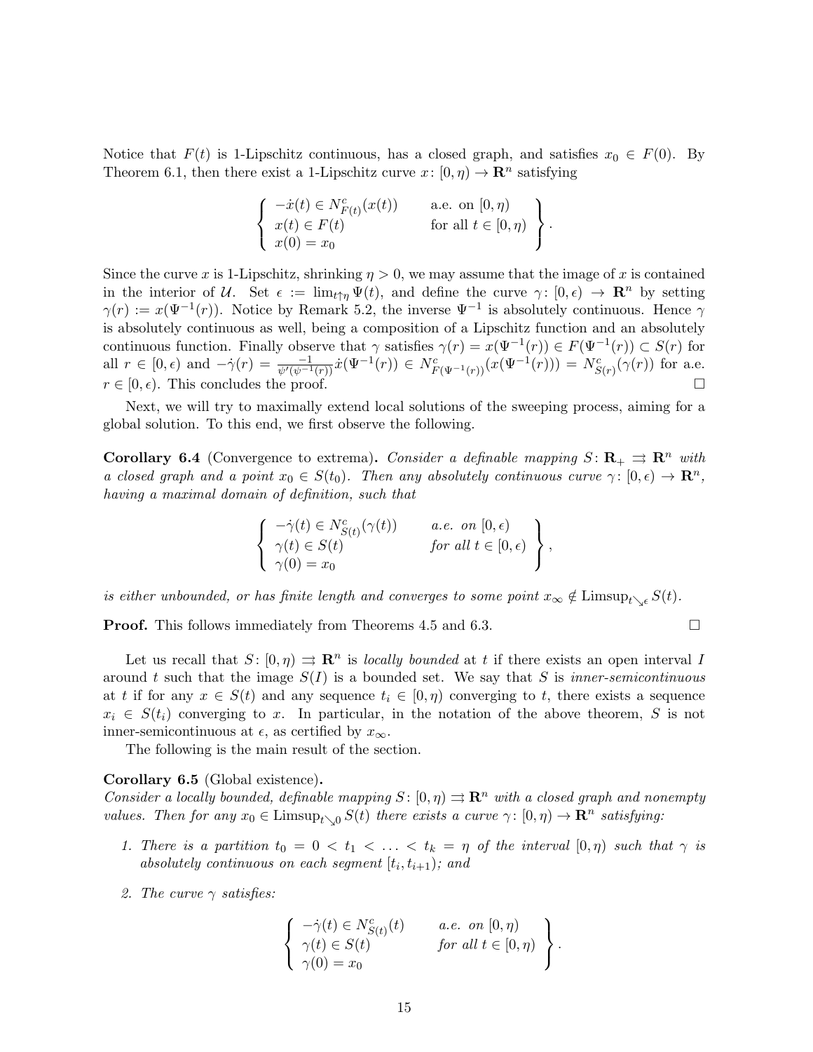Notice that $F(t)$ is 1-Lipschitz continuous, has a closed graph, and satisfies $x_0 \in F(0)$. By Theorem 6.1, then there exist a 1-Lipschitz curve $x\colon [0,\eta) \to \mathbf{R}^n$ satisfying

$$\left\{ \begin{array}{ll} -\dot{x}(t) \in N^c_{F(t)}(x(t)) & \text{a.e. on } [0,\eta) \\ x(t) \in F(t) & \text{for all } t \in [0,\eta) \\ x(0) = x_0 & \end{array} \right\}.$$

Since the curve $x$ is 1-Lipschitz, shrinking $\eta > 0$, we may assume that the image of $x$ is contained in the interior of $\mathcal{U}$. Set $\epsilon := \lim_{t \uparrow \eta} \Psi(t)$, and define the curve $\gamma\colon [0,\epsilon) \to \mathbf{R}^n$ by setting $\gamma(r) := x(\Psi^{-1}(r))$. Notice by Remark 5.2, the inverse $\Psi^{-1}$ is absolutely continuous. Hence $\gamma$ is absolutely continuous as well, being a composition of a Lipschitz function and an absolutely continuous function. Finally observe that $\gamma$ satisfies $\gamma(r) = x(\Psi^{-1}(r)) \in F(\Psi^{-1}(r)) \subset S(r)$ for all $r \in [0,\epsilon)$ and $-\dot{\gamma}(r) = \frac{-1}{\psi'(\psi^{-1}(r))}\dot{x}(\Psi^{-1}(r)) \in N^c_{F(\Psi^{-1}(r))}(x(\Psi^{-1}(r))) = N^c_{S(r)}(\gamma(r))$ for a.e. $r \in [0,\epsilon)$. This concludes the proof. $\square$

Next, we will try to maximally extend local solutions of the sweeping process, aiming for a global solution. To this end, we first observe the following.

**Corollary 6.4** (Convergence to extrema)**.** *Consider a definable mapping $S\colon \mathbf{R}_+ \rightrightarrows \mathbf{R}^n$ with a closed graph and a point $x_0 \in S(t_0)$. Then any absolutely continuous curve $\gamma\colon [0,\epsilon) \to \mathbf{R}^n$, having a maximal domain of definition, such that*

$$\left\{ \begin{array}{ll} -\dot{\gamma}(t) \in N^c_{S(t)}(\gamma(t)) & \text{a.e. on } [0,\epsilon) \\ \gamma(t) \in S(t) & \text{for all } t \in [0,\epsilon) \\ \gamma(0) = x_0 & \end{array} \right\},$$

*is either unbounded, or has finite length and converges to some point $x_\infty \notin \operatorname{Limsup}_{t \searrow \epsilon} S(t)$.*

**Proof.** This follows immediately from Theorems 4.5 and 6.3. $\square$

Let us recall that $S\colon [0,\eta) \rightrightarrows \mathbf{R}^n$ is *locally bounded* at $t$ if there exists an open interval $I$ around $t$ such that the image $S(I)$ is a bounded set. We say that $S$ is *inner-semicontinuous* at $t$ if for any $x \in S(t)$ and any sequence $t_i \in [0,\eta)$ converging to $t$, there exists a sequence $x_i \in S(t_i)$ converging to $x$. In particular, in the notation of the above theorem, $S$ is not inner-semicontinuous at $\epsilon$, as certified by $x_\infty$.

The following is the main result of the section.

**Corollary 6.5** (Global existence)**.**
*Consider a locally bounded, definable mapping $S\colon [0,\eta) \rightrightarrows \mathbf{R}^n$ with a closed graph and nonempty values. Then for any $x_0 \in \operatorname{Limsup}_{t \searrow 0} S(t)$ there exists a curve $\gamma\colon [0,\eta) \to \mathbf{R}^n$ satisfying:*

1. *There is a partition $t_0 = 0 < t_1 < \ldots < t_k = \eta$ of the interval $[0,\eta)$ such that $\gamma$ is absolutely continuous on each segment $[t_i, t_{i+1})$; and*

2. *The curve $\gamma$ satisfies:*

$$\left\{ \begin{array}{ll} -\dot{\gamma}(t) \in N^c_{S(t)}(t) & \text{a.e. on } [0,\eta) \\ \gamma(t) \in S(t) & \text{for all } t \in [0,\eta) \\ \gamma(0) = x_0 & \end{array} \right\}.$$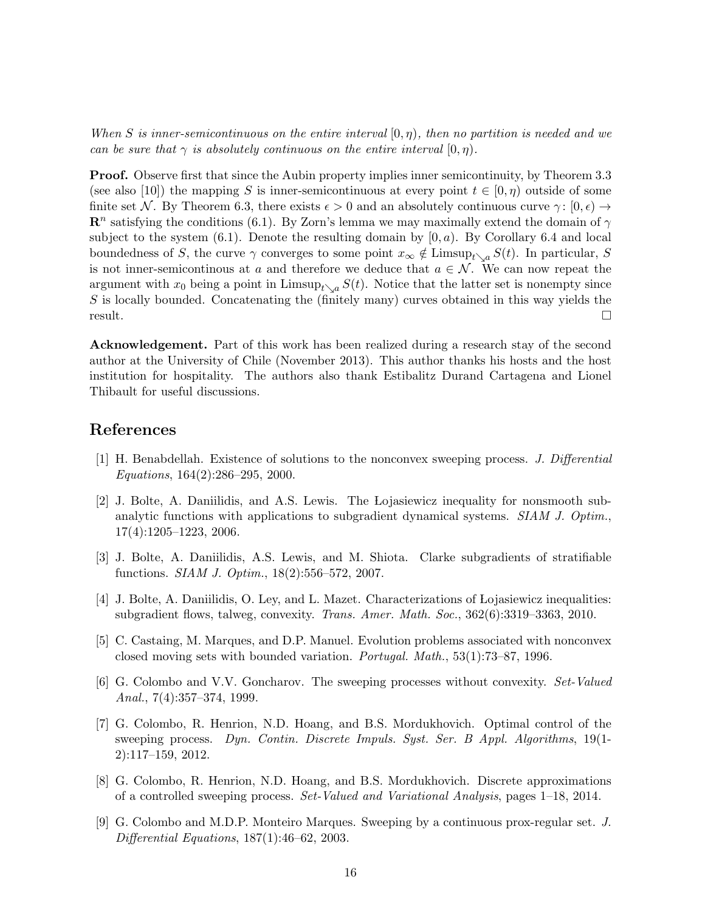*When $S$ is inner-semicontinuous on the entire interval $[0, \eta)$, then no partition is needed and we can be sure that $\gamma$ is absolutely continuous on the entire interval $[0, \eta)$.*

**Proof.** Observe first that since the Aubin property implies inner semicontinuity, by Theorem 3.3 (see also [10]) the mapping $S$ is inner-semicontinuous at every point $t \in [0, \eta)$ outside of some finite set $\mathcal{N}$. By Theorem 6.3, there exists $\epsilon > 0$ and an absolutely continuous curve $\gamma \colon [0, \epsilon) \to \mathbf{R}^n$ satisfying the conditions (6.1). By Zorn's lemma we may maximally extend the domain of $\gamma$ subject to the system (6.1). Denote the resulting domain by $[0, a)$. By Corollary 6.4 and local boundedness of $S$, the curve $\gamma$ converges to some point $x_\infty \notin \operatorname{Limsup}_{t \searrow a} S(t)$. In particular, $S$ is not inner-semicontinous at $a$ and therefore we deduce that $a \in \mathcal{N}$. We can now repeat the argument with $x_0$ being a point in $\operatorname{Limsup}_{t \searrow a} S(t)$. Notice that the latter set is nonempty since $S$ is locally bounded. Concatenating the (finitely many) curves obtained in this way yields the result. $\square$

**Acknowledgement.** Part of this work has been realized during a research stay of the second author at the University of Chile (November 2013). This author thanks his hosts and the host institution for hospitality. The authors also thank Estibalitz Durand Cartagena and Lionel Thibault for useful discussions.

# References

[1] H. Benabdellah. Existence of solutions to the nonconvex sweeping process. *J. Differential Equations*, 164(2):286–295, 2000.

[2] J. Bolte, A. Daniilidis, and A.S. Lewis. The Łojasiewicz inequality for nonsmooth subanalytic functions with applications to subgradient dynamical systems. *SIAM J. Optim.*, 17(4):1205–1223, 2006.

[3] J. Bolte, A. Daniilidis, A.S. Lewis, and M. Shiota. Clarke subgradients of stratifiable functions. *SIAM J. Optim.*, 18(2):556–572, 2007.

[4] J. Bolte, A. Daniilidis, O. Ley, and L. Mazet. Characterizations of Łojasiewicz inequalities: subgradient flows, talweg, convexity. *Trans. Amer. Math. Soc.*, 362(6):3319–3363, 2010.

[5] C. Castaing, M. Marques, and D.P. Manuel. Evolution problems associated with nonconvex closed moving sets with bounded variation. *Portugal. Math.*, 53(1):73–87, 1996.

[6] G. Colombo and V.V. Goncharov. The sweeping processes without convexity. *Set-Valued Anal.*, 7(4):357–374, 1999.

[7] G. Colombo, R. Henrion, N.D. Hoang, and B.S. Mordukhovich. Optimal control of the sweeping process. *Dyn. Contin. Discrete Impuls. Syst. Ser. B Appl. Algorithms*, 19(1-2):117–159, 2012.

[8] G. Colombo, R. Henrion, N.D. Hoang, and B.S. Mordukhovich. Discrete approximations of a controlled sweeping process. *Set-Valued and Variational Analysis*, pages 1–18, 2014.

[9] G. Colombo and M.D.P. Monteiro Marques. Sweeping by a continuous prox-regular set. *J. Differential Equations*, 187(1):46–62, 2003.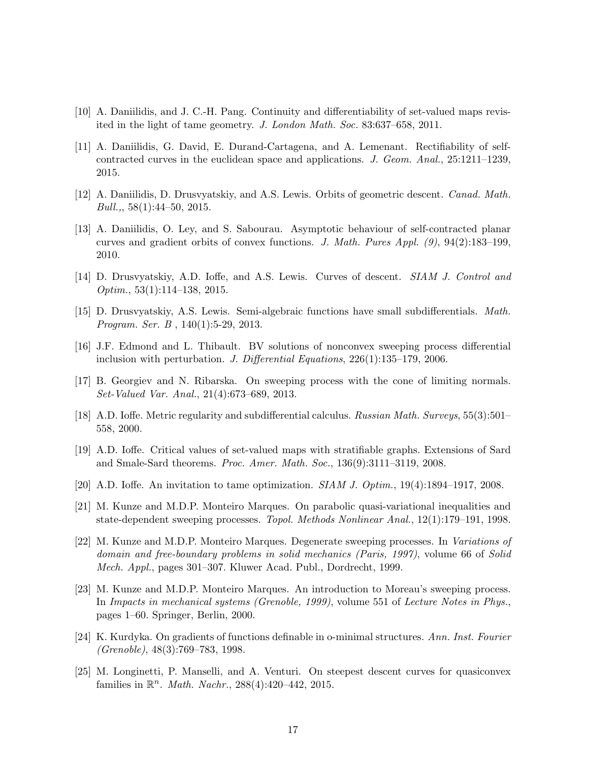[10] A. Daniilidis, and J. C.-H. Pang. Continuity and differentiability of set-valued maps revisited in the light of tame geometry. *J. London Math. Soc.* 83:637–658, 2011.

[11] A. Daniilidis, G. David, E. Durand-Cartagena, and A. Lemenant. Rectifiability of self-contracted curves in the euclidean space and applications. *J. Geom. Anal.*, 25:1211–1239, 2015.

[12] A. Daniilidis, D. Drusvyatskiy, and A.S. Lewis. Orbits of geometric descent. *Canad. Math. Bull.,*, 58(1):44–50, 2015.

[13] A. Daniilidis, O. Ley, and S. Sabourau. Asymptotic behaviour of self-contracted planar curves and gradient orbits of convex functions. *J. Math. Pures Appl. (9)*, 94(2):183–199, 2010.

[14] D. Drusvyatskiy, A.D. Ioffe, and A.S. Lewis. Curves of descent. *SIAM J. Control and Optim.*, 53(1):114–138, 2015.

[15] D. Drusvyatskiy, A.S. Lewis. Semi-algebraic functions have small subdifferentials. *Math. Program. Ser. B* , 140(1):5-29, 2013.

[16] J.F. Edmond and L. Thibault. BV solutions of nonconvex sweeping process differential inclusion with perturbation. *J. Differential Equations*, 226(1):135–179, 2006.

[17] B. Georgiev and N. Ribarska. On sweeping process with the cone of limiting normals. *Set-Valued Var. Anal.*, 21(4):673–689, 2013.

[18] A.D. Ioffe. Metric regularity and subdifferential calculus. *Russian Math. Surveys*, 55(3):501–558, 2000.

[19] A.D. Ioffe. Critical values of set-valued maps with stratifiable graphs. Extensions of Sard and Smale-Sard theorems. *Proc. Amer. Math. Soc.*, 136(9):3111–3119, 2008.

[20] A.D. Ioffe. An invitation to tame optimization. *SIAM J. Optim.*, 19(4):1894–1917, 2008.

[21] M. Kunze and M.D.P. Monteiro Marques. On parabolic quasi-variational inequalities and state-dependent sweeping processes. *Topol. Methods Nonlinear Anal.*, 12(1):179–191, 1998.

[22] M. Kunze and M.D.P. Monteiro Marques. Degenerate sweeping processes. In *Variations of domain and free-boundary problems in solid mechanics (Paris, 1997)*, volume 66 of *Solid Mech. Appl.*, pages 301–307. Kluwer Acad. Publ., Dordrecht, 1999.

[23] M. Kunze and M.D.P. Monteiro Marques. An introduction to Moreau's sweeping process. In *Impacts in mechanical systems (Grenoble, 1999)*, volume 551 of *Lecture Notes in Phys.*, pages 1–60. Springer, Berlin, 2000.

[24] K. Kurdyka. On gradients of functions definable in o-minimal structures. *Ann. Inst. Fourier (Grenoble)*, 48(3):769–783, 1998.

[25] M. Longinetti, P. Manselli, and A. Venturi. On steepest descent curves for quasiconvex families in $\mathbb{R}^n$. *Math. Nachr.*, 288(4):420–442, 2015.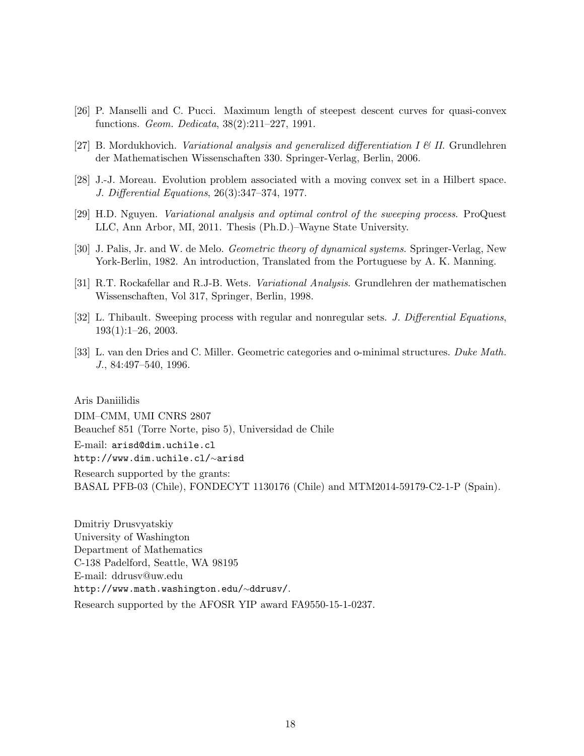[26] P. Manselli and C. Pucci. Maximum length of steepest descent curves for quasi-convex functions. *Geom. Dedicata*, 38(2):211–227, 1991.

[27] B. Mordukhovich. *Variational analysis and generalized differentiation I & II*. Grundlehren der Mathematischen Wissenschaften 330. Springer-Verlag, Berlin, 2006.

[28] J.-J. Moreau. Evolution problem associated with a moving convex set in a Hilbert space. *J. Differential Equations*, 26(3):347–374, 1977.

[29] H.D. Nguyen. *Variational analysis and optimal control of the sweeping process*. ProQuest LLC, Ann Arbor, MI, 2011. Thesis (Ph.D.)–Wayne State University.

[30] J. Palis, Jr. and W. de Melo. *Geometric theory of dynamical systems*. Springer-Verlag, New York-Berlin, 1982. An introduction, Translated from the Portuguese by A. K. Manning.

[31] R.T. Rockafellar and R.J-B. Wets. *Variational Analysis*. Grundlehren der mathematischen Wissenschaften, Vol 317, Springer, Berlin, 1998.

[32] L. Thibault. Sweeping process with regular and nonregular sets. *J. Differential Equations*, 193(1):1–26, 2003.

[33] L. van den Dries and C. Miller. Geometric categories and o-minimal structures. *Duke Math. J.*, 84:497–540, 1996.

Aris Daniilidis
DIM–CMM, UMI CNRS 2807
Beauchef 851 (Torre Norte, piso 5), Universidad de Chile
E-mail: arisd@dim.uchile.cl
http://www.dim.uchile.cl/~arisd
Research supported by the grants:
BASAL PFB-03 (Chile), FONDECYT 1130176 (Chile) and MTM2014-59179-C2-1-P (Spain).

Dmitriy Drusvyatskiy
University of Washington
Department of Mathematics
C-138 Padelford, Seattle, WA 98195
E-mail: ddrusv@uw.edu
http://www.math.washington.edu/~ddrusv/.
Research supported by the AFOSR YIP award FA9550-15-1-0237.